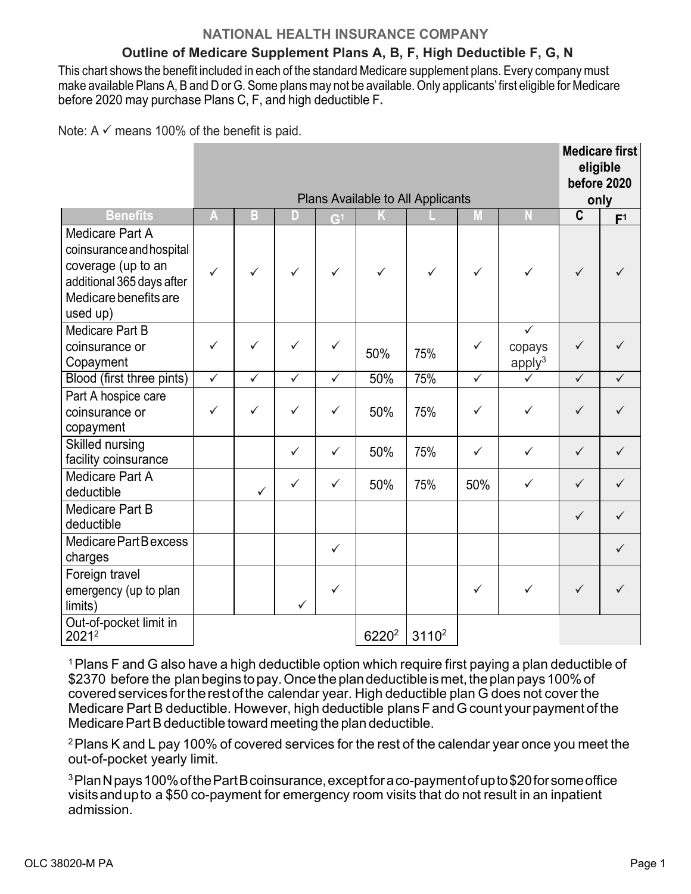# NATIONAL HEALTH INSURANCE COMPANY

## Outline of Medicare Supplement Plans A, B, F, High Deductible F, G, N

This chart shows the benefit included in each of the standard Medicare supplement plans. Every company must make available Plans A, B and D or G. Some plans may not be available. Only applicants' first eligible for Medicare before 2020 may purchase Plans C, F, and high deductible F**.**

Note: A ✓ means 100% of the benefit is paid.

| | Plans Available to All Applicants | | | | | | | | Medicare first eligible before 2020 only | |
|---|---|---|---|---|---|---|---|---|---|---|
| **Benefits** | **A** | **B** | **D** | **G**[1] | **K** | **L** | **M** | **N** | **C** | **F**[1] |
| Medicare Part A coinsurance and hospital coverage (up to an additional 365 days after Medicare benefits are used up) | ✓ | ✓ | ✓ | ✓ | ✓ | ✓ | ✓ | ✓ | ✓ | ✓ |
| Medicare Part B coinsurance or Copayment | ✓ | ✓ | ✓ | ✓ | 50% | 75% | ✓ | ✓ copays apply[3] | ✓ | ✓ |
| Blood (first three pints) | ✓ | ✓ | ✓ | ✓ | 50% | 75% | ✓ | ✓ | ✓ | ✓ |
| Part A hospice care coinsurance or copayment | ✓ | ✓ | ✓ | ✓ | 50% | 75% | ✓ | ✓ | ✓ | ✓ |
| Skilled nursing facility coinsurance | | | ✓ | ✓ | 50% | 75% | ✓ | ✓ | ✓ | ✓ |
| Medicare Part A deductible | | ✓ | ✓ | ✓ | 50% | 75% | 50% | ✓ | ✓ | ✓ |
| Medicare Part B deductible | | | | | | | | | ✓ | ✓ |
| Medicare Part B excess charges | | | | ✓ | | | | | | ✓ |
| Foreign travel emergency (up to plan limits) | | | ✓ | ✓ | | | ✓ | ✓ | ✓ | ✓ |
| Out-of-pocket limit in 2021[2] | | | | | 6220[2] | 3110[2] | | | | |

[1] Plans F and G also have a high deductible option which require first paying a plan deductible of $2370 before the plan begins to pay. Once the plan deductible is met, the plan pays 100% of covered services for the rest of the calendar year. High deductible plan G does not cover the Medicare Part B deductible. However, high deductible plans F and G count your payment of the Medicare Part B deductible toward meeting the plan deductible.

[2] Plans K and L pay 100% of covered services for the rest of the calendar year once you meet the out-of-pocket yearly limit.

[3] Plan N pays 100% of the Part B coinsurance, except for a co-payment of up to $20 for some office visits and up to a $50 co-payment for emergency room visits that do not result in an inpatient admission.

OLC 38020-M PA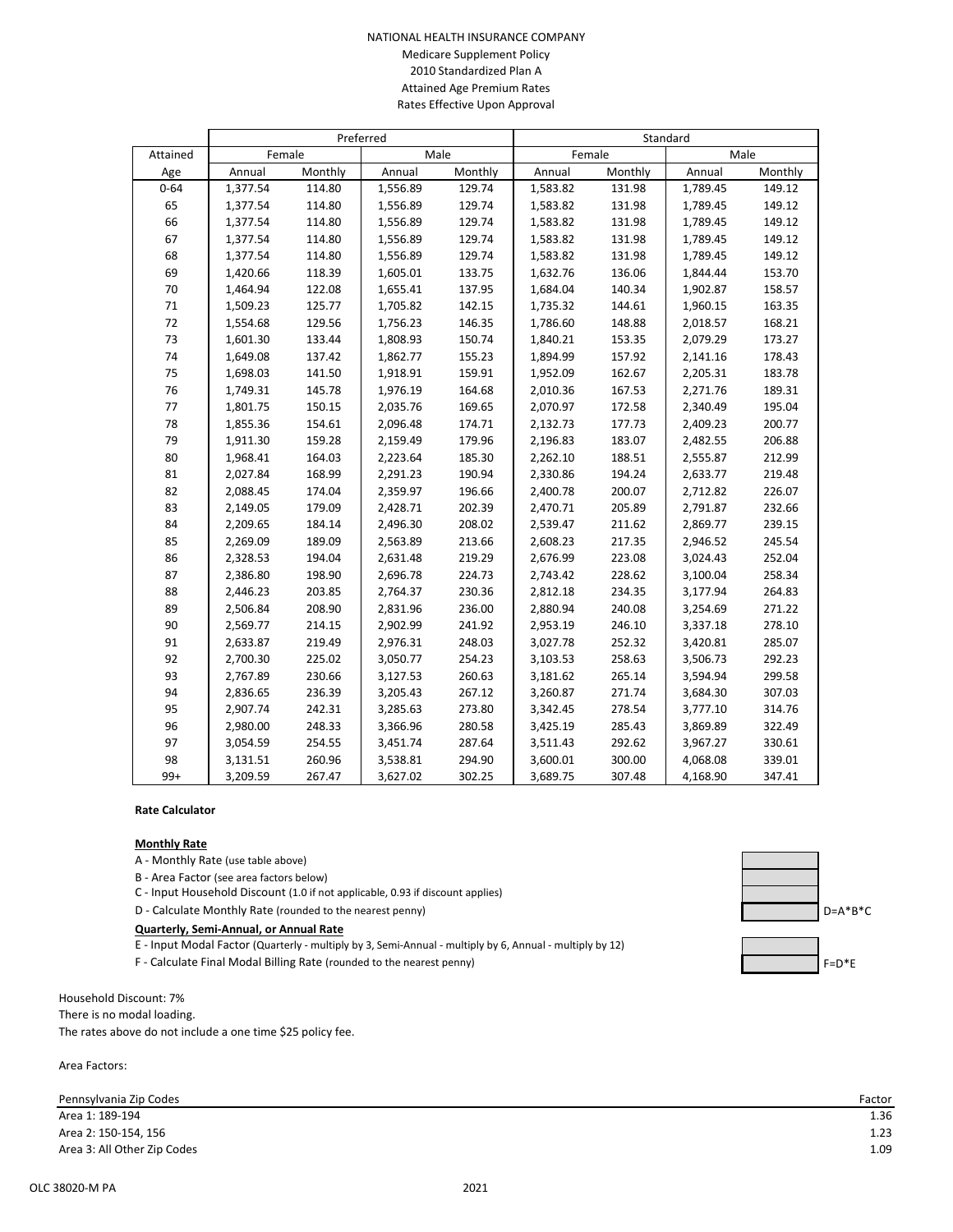NATIONAL HEALTH INSURANCE COMPANY
Medicare Supplement Policy
2010 Standardized Plan A
Attained Age Premium Rates
Rates Effective Upon Approval

| | Preferred | | | | Standard | | | |
|---|---|---|---|---|---|---|---|---|
| Attained | Female | | Male | | Female | | Male | |
| Age | Annual | Monthly | Annual | Monthly | Annual | Monthly | Annual | Monthly |
| 0-64 | 1,377.54 | 114.80 | 1,556.89 | 129.74 | 1,583.82 | 131.98 | 1,789.45 | 149.12 |
| 65 | 1,377.54 | 114.80 | 1,556.89 | 129.74 | 1,583.82 | 131.98 | 1,789.45 | 149.12 |
| 66 | 1,377.54 | 114.80 | 1,556.89 | 129.74 | 1,583.82 | 131.98 | 1,789.45 | 149.12 |
| 67 | 1,377.54 | 114.80 | 1,556.89 | 129.74 | 1,583.82 | 131.98 | 1,789.45 | 149.12 |
| 68 | 1,377.54 | 114.80 | 1,556.89 | 129.74 | 1,583.82 | 131.98 | 1,789.45 | 149.12 |
| 69 | 1,420.66 | 118.39 | 1,605.01 | 133.75 | 1,632.76 | 136.06 | 1,844.44 | 153.70 |
| 70 | 1,464.94 | 122.08 | 1,655.41 | 137.95 | 1,684.04 | 140.34 | 1,902.87 | 158.57 |
| 71 | 1,509.23 | 125.77 | 1,705.82 | 142.15 | 1,735.32 | 144.61 | 1,960.15 | 163.35 |
| 72 | 1,554.68 | 129.56 | 1,756.23 | 146.35 | 1,786.60 | 148.88 | 2,018.57 | 168.21 |
| 73 | 1,601.30 | 133.44 | 1,808.93 | 150.74 | 1,840.21 | 153.35 | 2,079.29 | 173.27 |
| 74 | 1,649.08 | 137.42 | 1,862.77 | 155.23 | 1,894.99 | 157.92 | 2,141.16 | 178.43 |
| 75 | 1,698.03 | 141.50 | 1,918.91 | 159.91 | 1,952.09 | 162.67 | 2,205.31 | 183.78 |
| 76 | 1,749.31 | 145.78 | 1,976.19 | 164.68 | 2,010.36 | 167.53 | 2,271.76 | 189.31 |
| 77 | 1,801.75 | 150.15 | 2,035.76 | 169.65 | 2,070.97 | 172.58 | 2,340.49 | 195.04 |
| 78 | 1,855.36 | 154.61 | 2,096.48 | 174.71 | 2,132.73 | 177.73 | 2,409.23 | 200.77 |
| 79 | 1,911.30 | 159.28 | 2,159.49 | 179.96 | 2,196.83 | 183.07 | 2,482.55 | 206.88 |
| 80 | 1,968.41 | 164.03 | 2,223.64 | 185.30 | 2,262.10 | 188.51 | 2,555.87 | 212.99 |
| 81 | 2,027.84 | 168.99 | 2,291.23 | 190.94 | 2,330.86 | 194.24 | 2,633.77 | 219.48 |
| 82 | 2,088.45 | 174.04 | 2,359.97 | 196.66 | 2,400.78 | 200.07 | 2,712.82 | 226.07 |
| 83 | 2,149.05 | 179.09 | 2,428.71 | 202.39 | 2,470.71 | 205.89 | 2,791.87 | 232.66 |
| 84 | 2,209.65 | 184.14 | 2,496.30 | 208.02 | 2,539.47 | 211.62 | 2,869.77 | 239.15 |
| 85 | 2,269.09 | 189.09 | 2,563.89 | 213.66 | 2,608.23 | 217.35 | 2,946.52 | 245.54 |
| 86 | 2,328.53 | 194.04 | 2,631.48 | 219.29 | 2,676.99 | 223.08 | 3,024.43 | 252.04 |
| 87 | 2,386.80 | 198.90 | 2,696.78 | 224.73 | 2,743.42 | 228.62 | 3,100.04 | 258.34 |
| 88 | 2,446.23 | 203.85 | 2,764.37 | 230.36 | 2,812.18 | 234.35 | 3,177.94 | 264.83 |
| 89 | 2,506.84 | 208.90 | 2,831.96 | 236.00 | 2,880.94 | 240.08 | 3,254.69 | 271.22 |
| 90 | 2,569.77 | 214.15 | 2,902.99 | 241.92 | 2,953.19 | 246.10 | 3,337.18 | 278.10 |
| 91 | 2,633.87 | 219.49 | 2,976.31 | 248.03 | 3,027.78 | 252.32 | 3,420.81 | 285.07 |
| 92 | 2,700.30 | 225.02 | 3,050.77 | 254.23 | 3,103.53 | 258.63 | 3,506.73 | 292.23 |
| 93 | 2,767.89 | 230.66 | 3,127.53 | 260.63 | 3,181.62 | 265.14 | 3,594.94 | 299.58 |
| 94 | 2,836.65 | 236.39 | 3,205.43 | 267.12 | 3,260.87 | 271.74 | 3,684.30 | 307.03 |
| 95 | 2,907.74 | 242.31 | 3,285.63 | 273.80 | 3,342.45 | 278.54 | 3,777.10 | 314.76 |
| 96 | 2,980.00 | 248.33 | 3,366.96 | 280.58 | 3,425.19 | 285.43 | 3,869.89 | 322.49 |
| 97 | 3,054.59 | 254.55 | 3,451.74 | 287.64 | 3,511.43 | 292.62 | 3,967.27 | 330.61 |
| 98 | 3,131.51 | 260.96 | 3,538.81 | 294.90 | 3,600.01 | 300.00 | 4,068.08 | 339.01 |
| 99+ | 3,209.59 | 267.47 | 3,627.02 | 302.25 | 3,689.75 | 307.48 | 4,168.90 | 347.41 |

**Rate Calculator**

**Monthly Rate**

A - Monthly Rate (use table above)
B - Area Factor (see area factors below)
C - Input Household Discount (1.0 if not applicable, 0.93 if discount applies)
D - Calculate Monthly Rate (rounded to the nearest penny) D=A*B*C

**Quarterly, Semi-Annual, or Annual Rate**

E - Input Modal Factor (Quarterly - multiply by 3, Semi-Annual - multiply by 6, Annual - multiply by 12)
F - Calculate Final Modal Billing Rate (rounded to the nearest penny) F=D*E

Household Discount: 7%
There is no modal loading.
The rates above do not include a one time $25 policy fee.

Area Factors:

| Pennsylvania Zip Codes | Factor |
|---|---|
| Area 1: 189-194 | 1.36 |
| Area 2: 150-154, 156 | 1.23 |
| Area 3: All Other Zip Codes | 1.09 |

OLC 38020-M PA 2021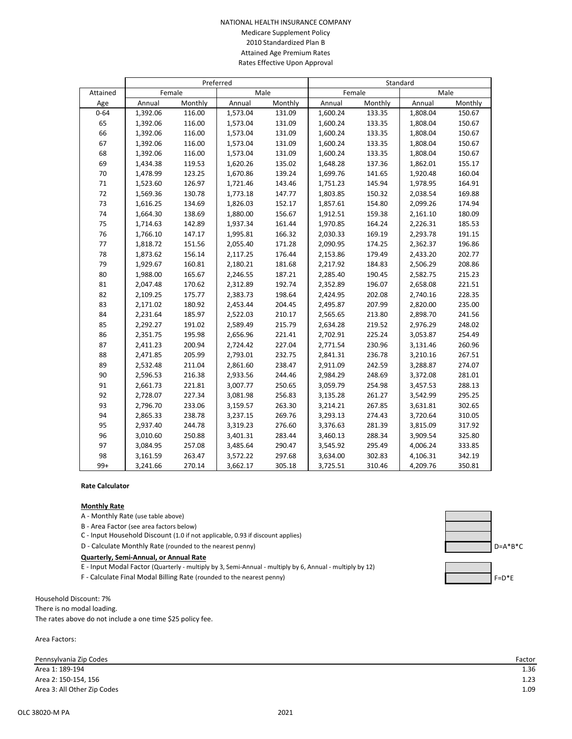NATIONAL HEALTH INSURANCE COMPANY
Medicare Supplement Policy
2010 Standardized Plan B
Attained Age Premium Rates
Rates Effective Upon Approval

| | Preferred | | | | Standard | | | |
|---|---|---|---|---|---|---|---|---|
| Attained | Female | | Male | | Female | | Male | |
| Age | Annual | Monthly | Annual | Monthly | Annual | Monthly | Annual | Monthly |
| 0-64 | 1,392.06 | 116.00 | 1,573.04 | 131.09 | 1,600.24 | 133.35 | 1,808.04 | 150.67 |
| 65 | 1,392.06 | 116.00 | 1,573.04 | 131.09 | 1,600.24 | 133.35 | 1,808.04 | 150.67 |
| 66 | 1,392.06 | 116.00 | 1,573.04 | 131.09 | 1,600.24 | 133.35 | 1,808.04 | 150.67 |
| 67 | 1,392.06 | 116.00 | 1,573.04 | 131.09 | 1,600.24 | 133.35 | 1,808.04 | 150.67 |
| 68 | 1,392.06 | 116.00 | 1,573.04 | 131.09 | 1,600.24 | 133.35 | 1,808.04 | 150.67 |
| 69 | 1,434.38 | 119.53 | 1,620.26 | 135.02 | 1,648.28 | 137.36 | 1,862.01 | 155.17 |
| 70 | 1,478.99 | 123.25 | 1,670.86 | 139.24 | 1,699.76 | 141.65 | 1,920.48 | 160.04 |
| 71 | 1,523.60 | 126.97 | 1,721.46 | 143.46 | 1,751.23 | 145.94 | 1,978.95 | 164.91 |
| 72 | 1,569.36 | 130.78 | 1,773.18 | 147.77 | 1,803.85 | 150.32 | 2,038.54 | 169.88 |
| 73 | 1,616.25 | 134.69 | 1,826.03 | 152.17 | 1,857.61 | 154.80 | 2,099.26 | 174.94 |
| 74 | 1,664.30 | 138.69 | 1,880.00 | 156.67 | 1,912.51 | 159.38 | 2,161.10 | 180.09 |
| 75 | 1,714.63 | 142.89 | 1,937.34 | 161.44 | 1,970.85 | 164.24 | 2,226.31 | 185.53 |
| 76 | 1,766.10 | 147.17 | 1,995.81 | 166.32 | 2,030.33 | 169.19 | 2,293.78 | 191.15 |
| 77 | 1,818.72 | 151.56 | 2,055.40 | 171.28 | 2,090.95 | 174.25 | 2,362.37 | 196.86 |
| 78 | 1,873.62 | 156.14 | 2,117.25 | 176.44 | 2,153.86 | 179.49 | 2,433.20 | 202.77 |
| 79 | 1,929.67 | 160.81 | 2,180.21 | 181.68 | 2,217.92 | 184.83 | 2,506.29 | 208.86 |
| 80 | 1,988.00 | 165.67 | 2,246.55 | 187.21 | 2,285.40 | 190.45 | 2,582.75 | 215.23 |
| 81 | 2,047.48 | 170.62 | 2,312.89 | 192.74 | 2,352.89 | 196.07 | 2,658.08 | 221.51 |
| 82 | 2,109.25 | 175.77 | 2,383.73 | 198.64 | 2,424.95 | 202.08 | 2,740.16 | 228.35 |
| 83 | 2,171.02 | 180.92 | 2,453.44 | 204.45 | 2,495.87 | 207.99 | 2,820.00 | 235.00 |
| 84 | 2,231.64 | 185.97 | 2,522.03 | 210.17 | 2,565.65 | 213.80 | 2,898.70 | 241.56 |
| 85 | 2,292.27 | 191.02 | 2,589.49 | 215.79 | 2,634.28 | 219.52 | 2,976.29 | 248.02 |
| 86 | 2,351.75 | 195.98 | 2,656.96 | 221.41 | 2,702.91 | 225.24 | 3,053.87 | 254.49 |
| 87 | 2,411.23 | 200.94 | 2,724.42 | 227.04 | 2,771.54 | 230.96 | 3,131.46 | 260.96 |
| 88 | 2,471.85 | 205.99 | 2,793.01 | 232.75 | 2,841.31 | 236.78 | 3,210.16 | 267.51 |
| 89 | 2,532.48 | 211.04 | 2,861.60 | 238.47 | 2,911.09 | 242.59 | 3,288.87 | 274.07 |
| 90 | 2,596.53 | 216.38 | 2,933.56 | 244.46 | 2,984.29 | 248.69 | 3,372.08 | 281.01 |
| 91 | 2,661.73 | 221.81 | 3,007.77 | 250.65 | 3,059.79 | 254.98 | 3,457.53 | 288.13 |
| 92 | 2,728.07 | 227.34 | 3,081.98 | 256.83 | 3,135.28 | 261.27 | 3,542.99 | 295.25 |
| 93 | 2,796.70 | 233.06 | 3,159.57 | 263.30 | 3,214.21 | 267.85 | 3,631.81 | 302.65 |
| 94 | 2,865.33 | 238.78 | 3,237.15 | 269.76 | 3,293.13 | 274.43 | 3,720.64 | 310.05 |
| 95 | 2,937.40 | 244.78 | 3,319.23 | 276.60 | 3,376.63 | 281.39 | 3,815.09 | 317.92 |
| 96 | 3,010.60 | 250.88 | 3,401.31 | 283.44 | 3,460.13 | 288.34 | 3,909.54 | 325.80 |
| 97 | 3,084.95 | 257.08 | 3,485.64 | 290.47 | 3,545.92 | 295.49 | 4,006.24 | 333.85 |
| 98 | 3,161.59 | 263.47 | 3,572.22 | 297.68 | 3,634.00 | 302.83 | 4,106.31 | 342.19 |
| 99+ | 3,241.66 | 270.14 | 3,662.17 | 305.18 | 3,725.51 | 310.46 | 4,209.76 | 350.81 |

**Rate Calculator**

**Monthly Rate**

A - Monthly Rate (use table above)

B - Area Factor (see area factors below)

C - Input Household Discount (1.0 if not applicable, 0.93 if discount applies)

D - Calculate Monthly Rate (rounded to the nearest penny) — D=A\*B\*C

**Quarterly, Semi-Annual, or Annual Rate**

E - Input Modal Factor (Quarterly - multiply by 3, Semi-Annual - multiply by 6, Annual - multiply by 12)

F - Calculate Final Modal Billing Rate (rounded to the nearest penny) — F=D\*E

Household Discount: 7%

There is no modal loading.

The rates above do not include a one time $25 policy fee.

Area Factors:

| Pennsylvania Zip Codes | Factor |
|---|---|
| Area 1: 189-194 | 1.36 |
| Area 2: 150-154, 156 | 1.23 |
| Area 3: All Other Zip Codes | 1.09 |

OLC 38020-M PA 2021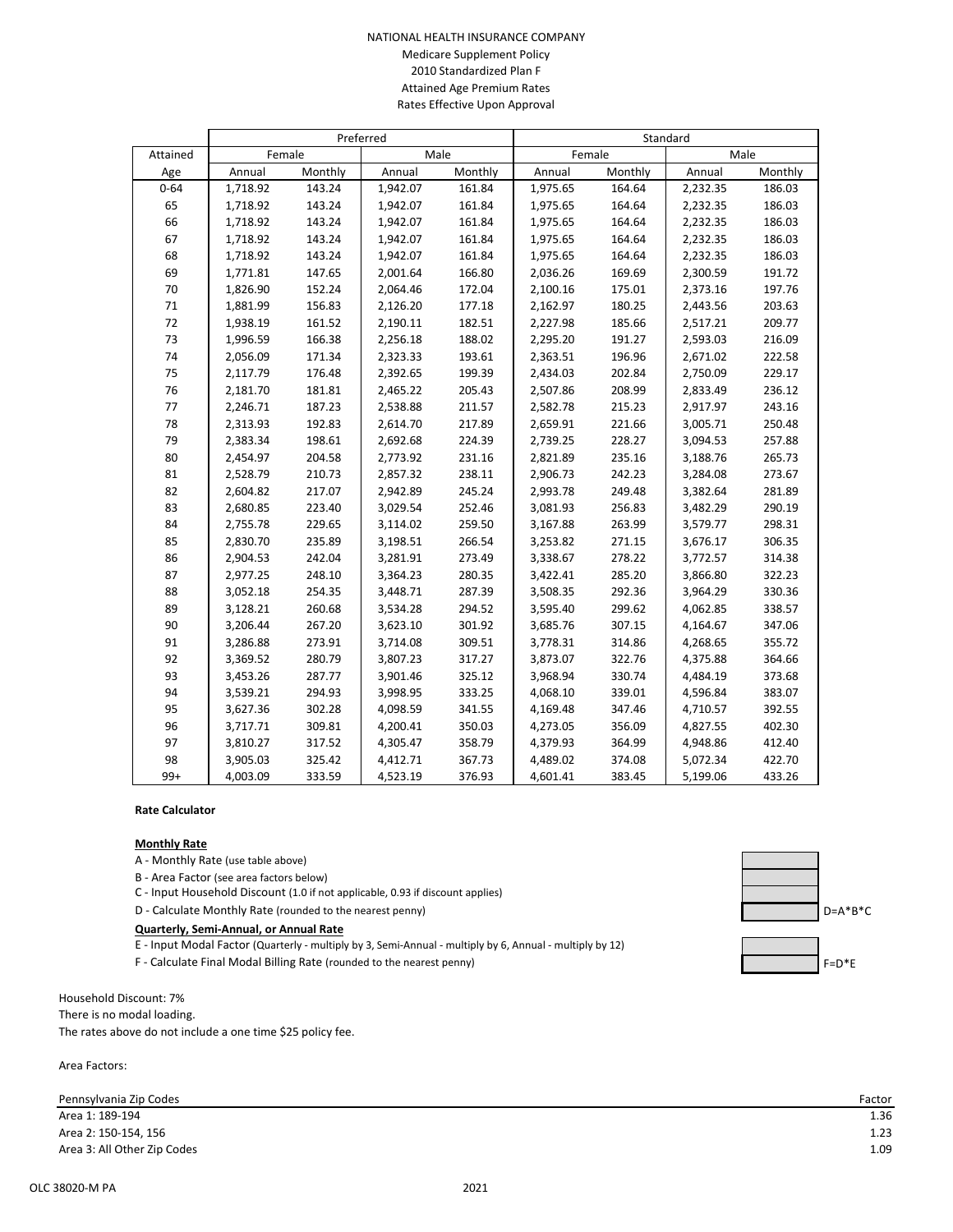NATIONAL HEALTH INSURANCE COMPANY
Medicare Supplement Policy
2010 Standardized Plan F
Attained Age Premium Rates
Rates Effective Upon Approval

| | Preferred | | | | Standard | | | |
|---|---|---|---|---|---|---|---|---|
| Attained | Female | | Male | | Female | | Male | |
| Age | Annual | Monthly | Annual | Monthly | Annual | Monthly | Annual | Monthly |
| 0-64 | 1,718.92 | 143.24 | 1,942.07 | 161.84 | 1,975.65 | 164.64 | 2,232.35 | 186.03 |
| 65 | 1,718.92 | 143.24 | 1,942.07 | 161.84 | 1,975.65 | 164.64 | 2,232.35 | 186.03 |
| 66 | 1,718.92 | 143.24 | 1,942.07 | 161.84 | 1,975.65 | 164.64 | 2,232.35 | 186.03 |
| 67 | 1,718.92 | 143.24 | 1,942.07 | 161.84 | 1,975.65 | 164.64 | 2,232.35 | 186.03 |
| 68 | 1,718.92 | 143.24 | 1,942.07 | 161.84 | 1,975.65 | 164.64 | 2,232.35 | 186.03 |
| 69 | 1,771.81 | 147.65 | 2,001.64 | 166.80 | 2,036.26 | 169.69 | 2,300.59 | 191.72 |
| 70 | 1,826.90 | 152.24 | 2,064.46 | 172.04 | 2,100.16 | 175.01 | 2,373.16 | 197.76 |
| 71 | 1,881.99 | 156.83 | 2,126.20 | 177.18 | 2,162.97 | 180.25 | 2,443.56 | 203.63 |
| 72 | 1,938.19 | 161.52 | 2,190.11 | 182.51 | 2,227.98 | 185.66 | 2,517.21 | 209.77 |
| 73 | 1,996.59 | 166.38 | 2,256.18 | 188.02 | 2,295.20 | 191.27 | 2,593.03 | 216.09 |
| 74 | 2,056.09 | 171.34 | 2,323.33 | 193.61 | 2,363.51 | 196.96 | 2,671.02 | 222.58 |
| 75 | 2,117.79 | 176.48 | 2,392.65 | 199.39 | 2,434.03 | 202.84 | 2,750.09 | 229.17 |
| 76 | 2,181.70 | 181.81 | 2,465.22 | 205.43 | 2,507.86 | 208.99 | 2,833.49 | 236.12 |
| 77 | 2,246.71 | 187.23 | 2,538.88 | 211.57 | 2,582.78 | 215.23 | 2,917.97 | 243.16 |
| 78 | 2,313.93 | 192.83 | 2,614.70 | 217.89 | 2,659.91 | 221.66 | 3,005.71 | 250.48 |
| 79 | 2,383.34 | 198.61 | 2,692.68 | 224.39 | 2,739.25 | 228.27 | 3,094.53 | 257.88 |
| 80 | 2,454.97 | 204.58 | 2,773.92 | 231.16 | 2,821.89 | 235.16 | 3,188.76 | 265.73 |
| 81 | 2,528.79 | 210.73 | 2,857.32 | 238.11 | 2,906.73 | 242.23 | 3,284.08 | 273.67 |
| 82 | 2,604.82 | 217.07 | 2,942.89 | 245.24 | 2,993.78 | 249.48 | 3,382.64 | 281.89 |
| 83 | 2,680.85 | 223.40 | 3,029.54 | 252.46 | 3,081.93 | 256.83 | 3,482.29 | 290.19 |
| 84 | 2,755.78 | 229.65 | 3,114.02 | 259.50 | 3,167.88 | 263.99 | 3,579.77 | 298.31 |
| 85 | 2,830.70 | 235.89 | 3,198.51 | 266.54 | 3,253.82 | 271.15 | 3,676.17 | 306.35 |
| 86 | 2,904.53 | 242.04 | 3,281.91 | 273.49 | 3,338.67 | 278.22 | 3,772.57 | 314.38 |
| 87 | 2,977.25 | 248.10 | 3,364.23 | 280.35 | 3,422.41 | 285.20 | 3,866.80 | 322.23 |
| 88 | 3,052.18 | 254.35 | 3,448.71 | 287.39 | 3,508.35 | 292.36 | 3,964.29 | 330.36 |
| 89 | 3,128.21 | 260.68 | 3,534.28 | 294.52 | 3,595.40 | 299.62 | 4,062.85 | 338.57 |
| 90 | 3,206.44 | 267.20 | 3,623.10 | 301.92 | 3,685.76 | 307.15 | 4,164.67 | 347.06 |
| 91 | 3,286.88 | 273.91 | 3,714.08 | 309.51 | 3,778.31 | 314.86 | 4,268.65 | 355.72 |
| 92 | 3,369.52 | 280.79 | 3,807.23 | 317.27 | 3,873.07 | 322.76 | 4,375.88 | 364.66 |
| 93 | 3,453.26 | 287.77 | 3,901.46 | 325.12 | 3,968.94 | 330.74 | 4,484.19 | 373.68 |
| 94 | 3,539.21 | 294.93 | 3,998.95 | 333.25 | 4,068.10 | 339.01 | 4,596.84 | 383.07 |
| 95 | 3,627.36 | 302.28 | 4,098.59 | 341.55 | 4,169.48 | 347.46 | 4,710.57 | 392.55 |
| 96 | 3,717.71 | 309.81 | 4,200.41 | 350.03 | 4,273.05 | 356.09 | 4,827.55 | 402.30 |
| 97 | 3,810.27 | 317.52 | 4,305.47 | 358.79 | 4,379.93 | 364.99 | 4,948.86 | 412.40 |
| 98 | 3,905.03 | 325.42 | 4,412.71 | 367.73 | 4,489.02 | 374.08 | 5,072.34 | 422.70 |
| 99+ | 4,003.09 | 333.59 | 4,523.19 | 376.93 | 4,601.41 | 383.45 | 5,199.06 | 433.26 |

**Rate Calculator**

**Monthly Rate**

A - Monthly Rate (use table above)

B - Area Factor (see area factors below)

C - Input Household Discount (1.0 if not applicable, 0.93 if discount applies)

D - Calculate Monthly Rate (rounded to the nearest penny) D=A*B*C

**Quarterly, Semi-Annual, or Annual Rate**

E - Input Modal Factor (Quarterly - multiply by 3, Semi-Annual - multiply by 6, Annual - multiply by 12)

F - Calculate Final Modal Billing Rate (rounded to the nearest penny) F=D*E

Household Discount: 7%

There is no modal loading.

The rates above do not include a one time $25 policy fee.

Area Factors:

| Pennsylvania Zip Codes | Factor |
|---|---|
| Area 1: 189-194 | 1.36 |
| Area 2: 150-154, 156 | 1.23 |
| Area 3: All Other Zip Codes | 1.09 |

OLC 38020-M PA 2021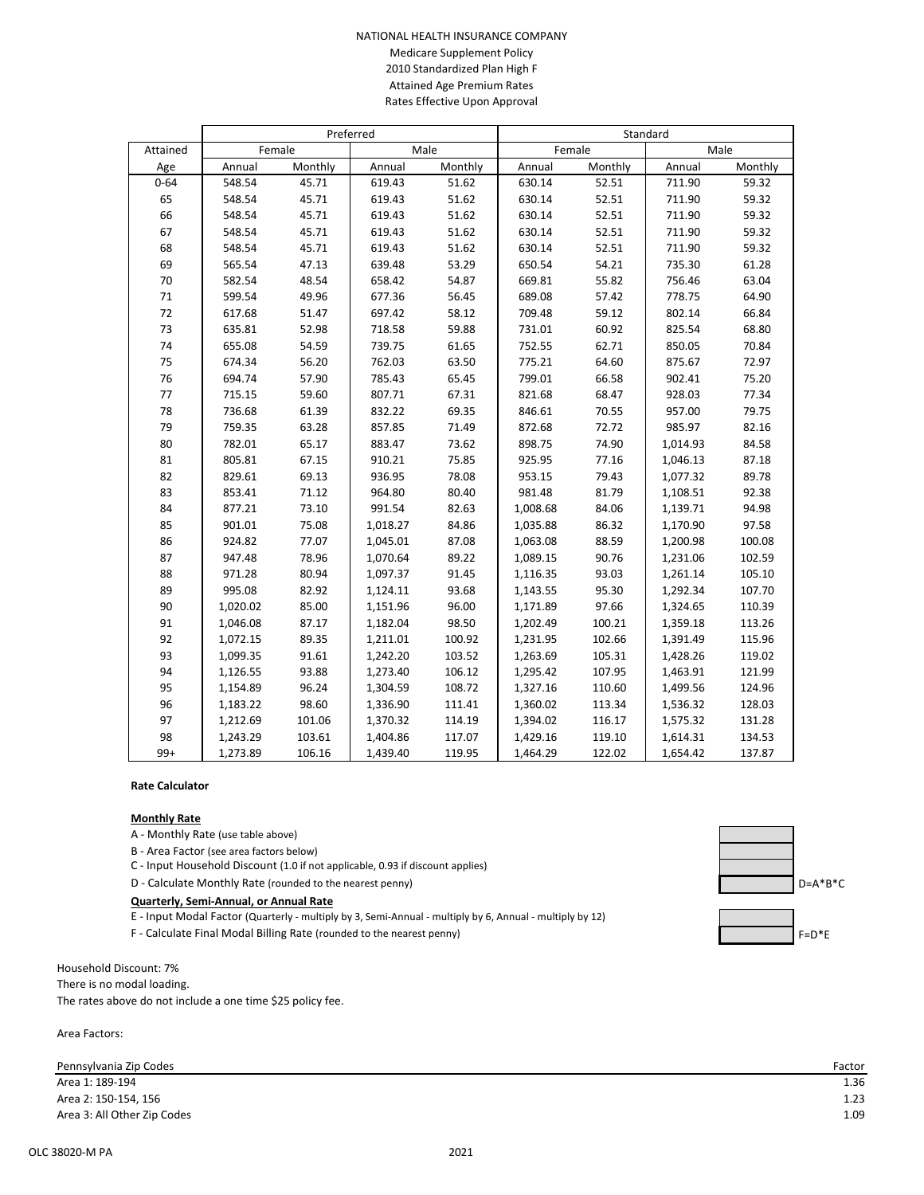NATIONAL HEALTH INSURANCE COMPANY
Medicare Supplement Policy
2010 Standardized Plan High F
Attained Age Premium Rates
Rates Effective Upon Approval

| | Preferred | | | | Standard | | | |
|---|---|---|---|---|---|---|---|---|
| Attained | Female | | Male | | Female | | Male | |
| Age | Annual | Monthly | Annual | Monthly | Annual | Monthly | Annual | Monthly |
| 0-64 | 548.54 | 45.71 | 619.43 | 51.62 | 630.14 | 52.51 | 711.90 | 59.32 |
| 65 | 548.54 | 45.71 | 619.43 | 51.62 | 630.14 | 52.51 | 711.90 | 59.32 |
| 66 | 548.54 | 45.71 | 619.43 | 51.62 | 630.14 | 52.51 | 711.90 | 59.32 |
| 67 | 548.54 | 45.71 | 619.43 | 51.62 | 630.14 | 52.51 | 711.90 | 59.32 |
| 68 | 548.54 | 45.71 | 619.43 | 51.62 | 630.14 | 52.51 | 711.90 | 59.32 |
| 69 | 565.54 | 47.13 | 639.48 | 53.29 | 650.54 | 54.21 | 735.30 | 61.28 |
| 70 | 582.54 | 48.54 | 658.42 | 54.87 | 669.81 | 55.82 | 756.46 | 63.04 |
| 71 | 599.54 | 49.96 | 677.36 | 56.45 | 689.08 | 57.42 | 778.75 | 64.90 |
| 72 | 617.68 | 51.47 | 697.42 | 58.12 | 709.48 | 59.12 | 802.14 | 66.84 |
| 73 | 635.81 | 52.98 | 718.58 | 59.88 | 731.01 | 60.92 | 825.54 | 68.80 |
| 74 | 655.08 | 54.59 | 739.75 | 61.65 | 752.55 | 62.71 | 850.05 | 70.84 |
| 75 | 674.34 | 56.20 | 762.03 | 63.50 | 775.21 | 64.60 | 875.67 | 72.97 |
| 76 | 694.74 | 57.90 | 785.43 | 65.45 | 799.01 | 66.58 | 902.41 | 75.20 |
| 77 | 715.15 | 59.60 | 807.71 | 67.31 | 821.68 | 68.47 | 928.03 | 77.34 |
| 78 | 736.68 | 61.39 | 832.22 | 69.35 | 846.61 | 70.55 | 957.00 | 79.75 |
| 79 | 759.35 | 63.28 | 857.85 | 71.49 | 872.68 | 72.72 | 985.97 | 82.16 |
| 80 | 782.01 | 65.17 | 883.47 | 73.62 | 898.75 | 74.90 | 1,014.93 | 84.58 |
| 81 | 805.81 | 67.15 | 910.21 | 75.85 | 925.95 | 77.16 | 1,046.13 | 87.18 |
| 82 | 829.61 | 69.13 | 936.95 | 78.08 | 953.15 | 79.43 | 1,077.32 | 89.78 |
| 83 | 853.41 | 71.12 | 964.80 | 80.40 | 981.48 | 81.79 | 1,108.51 | 92.38 |
| 84 | 877.21 | 73.10 | 991.54 | 82.63 | 1,008.68 | 84.06 | 1,139.71 | 94.98 |
| 85 | 901.01 | 75.08 | 1,018.27 | 84.86 | 1,035.88 | 86.32 | 1,170.90 | 97.58 |
| 86 | 924.82 | 77.07 | 1,045.01 | 87.08 | 1,063.08 | 88.59 | 1,200.98 | 100.08 |
| 87 | 947.48 | 78.96 | 1,070.64 | 89.22 | 1,089.15 | 90.76 | 1,231.06 | 102.59 |
| 88 | 971.28 | 80.94 | 1,097.37 | 91.45 | 1,116.35 | 93.03 | 1,261.14 | 105.10 |
| 89 | 995.08 | 82.92 | 1,124.11 | 93.68 | 1,143.55 | 95.30 | 1,292.34 | 107.70 |
| 90 | 1,020.02 | 85.00 | 1,151.96 | 96.00 | 1,171.89 | 97.66 | 1,324.65 | 110.39 |
| 91 | 1,046.08 | 87.17 | 1,182.04 | 98.50 | 1,202.49 | 100.21 | 1,359.18 | 113.26 |
| 92 | 1,072.15 | 89.35 | 1,211.01 | 100.92 | 1,231.95 | 102.66 | 1,391.49 | 115.96 |
| 93 | 1,099.35 | 91.61 | 1,242.20 | 103.52 | 1,263.69 | 105.31 | 1,428.26 | 119.02 |
| 94 | 1,126.55 | 93.88 | 1,273.40 | 106.12 | 1,295.42 | 107.95 | 1,463.91 | 121.99 |
| 95 | 1,154.89 | 96.24 | 1,304.59 | 108.72 | 1,327.16 | 110.60 | 1,499.56 | 124.96 |
| 96 | 1,183.22 | 98.60 | 1,336.90 | 111.41 | 1,360.02 | 113.34 | 1,536.32 | 128.03 |
| 97 | 1,212.69 | 101.06 | 1,370.32 | 114.19 | 1,394.02 | 116.17 | 1,575.32 | 131.28 |
| 98 | 1,243.29 | 103.61 | 1,404.86 | 117.07 | 1,429.16 | 119.10 | 1,614.31 | 134.53 |
| 99+ | 1,273.89 | 106.16 | 1,439.40 | 119.95 | 1,464.29 | 122.02 | 1,654.42 | 137.87 |

**Rate Calculator**

**Monthly Rate**

A - Monthly Rate (use table above)

B - Area Factor (see area factors below)

C - Input Household Discount (1.0 if not applicable, 0.93 if discount applies)

D - Calculate Monthly Rate (rounded to the nearest penny) D=A*B*C

**Quarterly, Semi-Annual, or Annual Rate**

E - Input Modal Factor (Quarterly - multiply by 3, Semi-Annual - multiply by 6, Annual - multiply by 12)

F - Calculate Final Modal Billing Rate (rounded to the nearest penny) F=D*E

Household Discount: 7%

There is no modal loading.

The rates above do not include a one time $25 policy fee.

Area Factors:

| Pennsylvania Zip Codes | Factor |
|---|---|
| Area 1: 189-194 | 1.36 |
| Area 2: 150-154, 156 | 1.23 |
| Area 3: All Other Zip Codes | 1.09 |

OLC 38020-M PA 2021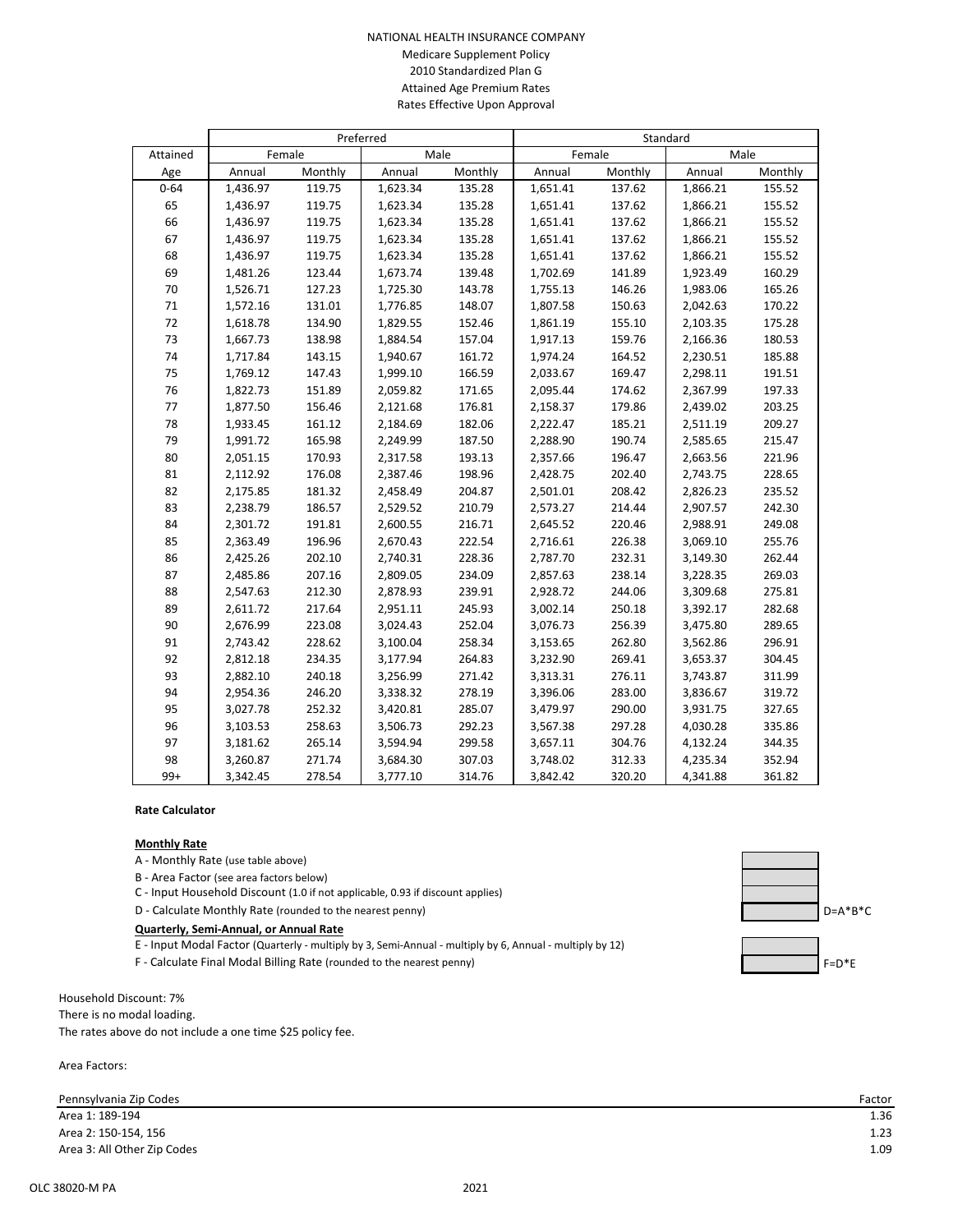NATIONAL HEALTH INSURANCE COMPANY
Medicare Supplement Policy
2010 Standardized Plan G
Attained Age Premium Rates
Rates Effective Upon Approval

| | Preferred | | | | Standard | | | |
|---|---|---|---|---|---|---|---|---|
| Attained | Female | | Male | | Female | | Male | |
| Age | Annual | Monthly | Annual | Monthly | Annual | Monthly | Annual | Monthly |
| 0-64 | 1,436.97 | 119.75 | 1,623.34 | 135.28 | 1,651.41 | 137.62 | 1,866.21 | 155.52 |
| 65 | 1,436.97 | 119.75 | 1,623.34 | 135.28 | 1,651.41 | 137.62 | 1,866.21 | 155.52 |
| 66 | 1,436.97 | 119.75 | 1,623.34 | 135.28 | 1,651.41 | 137.62 | 1,866.21 | 155.52 |
| 67 | 1,436.97 | 119.75 | 1,623.34 | 135.28 | 1,651.41 | 137.62 | 1,866.21 | 155.52 |
| 68 | 1,436.97 | 119.75 | 1,623.34 | 135.28 | 1,651.41 | 137.62 | 1,866.21 | 155.52 |
| 69 | 1,481.26 | 123.44 | 1,673.74 | 139.48 | 1,702.69 | 141.89 | 1,923.49 | 160.29 |
| 70 | 1,526.71 | 127.23 | 1,725.30 | 143.78 | 1,755.13 | 146.26 | 1,983.06 | 165.26 |
| 71 | 1,572.16 | 131.01 | 1,776.85 | 148.07 | 1,807.58 | 150.63 | 2,042.63 | 170.22 |
| 72 | 1,618.78 | 134.90 | 1,829.55 | 152.46 | 1,861.19 | 155.10 | 2,103.35 | 175.28 |
| 73 | 1,667.73 | 138.98 | 1,884.54 | 157.04 | 1,917.13 | 159.76 | 2,166.36 | 180.53 |
| 74 | 1,717.84 | 143.15 | 1,940.67 | 161.72 | 1,974.24 | 164.52 | 2,230.51 | 185.88 |
| 75 | 1,769.12 | 147.43 | 1,999.10 | 166.59 | 2,033.67 | 169.47 | 2,298.11 | 191.51 |
| 76 | 1,822.73 | 151.89 | 2,059.82 | 171.65 | 2,095.44 | 174.62 | 2,367.99 | 197.33 |
| 77 | 1,877.50 | 156.46 | 2,121.68 | 176.81 | 2,158.37 | 179.86 | 2,439.02 | 203.25 |
| 78 | 1,933.45 | 161.12 | 2,184.69 | 182.06 | 2,222.47 | 185.21 | 2,511.19 | 209.27 |
| 79 | 1,991.72 | 165.98 | 2,249.99 | 187.50 | 2,288.90 | 190.74 | 2,585.65 | 215.47 |
| 80 | 2,051.15 | 170.93 | 2,317.58 | 193.13 | 2,357.66 | 196.47 | 2,663.56 | 221.96 |
| 81 | 2,112.92 | 176.08 | 2,387.46 | 198.96 | 2,428.75 | 202.40 | 2,743.75 | 228.65 |
| 82 | 2,175.85 | 181.32 | 2,458.49 | 204.87 | 2,501.01 | 208.42 | 2,826.23 | 235.52 |
| 83 | 2,238.79 | 186.57 | 2,529.52 | 210.79 | 2,573.27 | 214.44 | 2,907.57 | 242.30 |
| 84 | 2,301.72 | 191.81 | 2,600.55 | 216.71 | 2,645.52 | 220.46 | 2,988.91 | 249.08 |
| 85 | 2,363.49 | 196.96 | 2,670.43 | 222.54 | 2,716.61 | 226.38 | 3,069.10 | 255.76 |
| 86 | 2,425.26 | 202.10 | 2,740.31 | 228.36 | 2,787.70 | 232.31 | 3,149.30 | 262.44 |
| 87 | 2,485.86 | 207.16 | 2,809.05 | 234.09 | 2,857.63 | 238.14 | 3,228.35 | 269.03 |
| 88 | 2,547.63 | 212.30 | 2,878.93 | 239.91 | 2,928.72 | 244.06 | 3,309.68 | 275.81 |
| 89 | 2,611.72 | 217.64 | 2,951.11 | 245.93 | 3,002.14 | 250.18 | 3,392.17 | 282.68 |
| 90 | 2,676.99 | 223.08 | 3,024.43 | 252.04 | 3,076.73 | 256.39 | 3,475.80 | 289.65 |
| 91 | 2,743.42 | 228.62 | 3,100.04 | 258.34 | 3,153.65 | 262.80 | 3,562.86 | 296.91 |
| 92 | 2,812.18 | 234.35 | 3,177.94 | 264.83 | 3,232.90 | 269.41 | 3,653.37 | 304.45 |
| 93 | 2,882.10 | 240.18 | 3,256.99 | 271.42 | 3,313.31 | 276.11 | 3,743.87 | 311.99 |
| 94 | 2,954.36 | 246.20 | 3,338.32 | 278.19 | 3,396.06 | 283.00 | 3,836.67 | 319.72 |
| 95 | 3,027.78 | 252.32 | 3,420.81 | 285.07 | 3,479.97 | 290.00 | 3,931.75 | 327.65 |
| 96 | 3,103.53 | 258.63 | 3,506.73 | 292.23 | 3,567.38 | 297.28 | 4,030.28 | 335.86 |
| 97 | 3,181.62 | 265.14 | 3,594.94 | 299.58 | 3,657.11 | 304.76 | 4,132.24 | 344.35 |
| 98 | 3,260.87 | 271.74 | 3,684.30 | 307.03 | 3,748.02 | 312.33 | 4,235.34 | 352.94 |
| 99+ | 3,342.45 | 278.54 | 3,777.10 | 314.76 | 3,842.42 | 320.20 | 4,341.88 | 361.82 |

**Rate Calculator**

**Monthly Rate**

A - Monthly Rate (use table above)

B - Area Factor (see area factors below)

C - Input Household Discount (1.0 if not applicable, 0.93 if discount applies)

D - Calculate Monthly Rate (rounded to the nearest penny) D=A*B*C

**Quarterly, Semi-Annual, or Annual Rate**

E - Input Modal Factor (Quarterly - multiply by 3, Semi-Annual - multiply by 6, Annual - multiply by 12)

F - Calculate Final Modal Billing Rate (rounded to the nearest penny) F=D*E

Household Discount: 7%

There is no modal loading.

The rates above do not include a one time $25 policy fee.

Area Factors:

| Pennsylvania Zip Codes | Factor |
|---|---|
| Area 1: 189-194 | 1.36 |
| Area 2: 150-154, 156 | 1.23 |
| Area 3: All Other Zip Codes | 1.09 |

OLC 38020-M PA 2021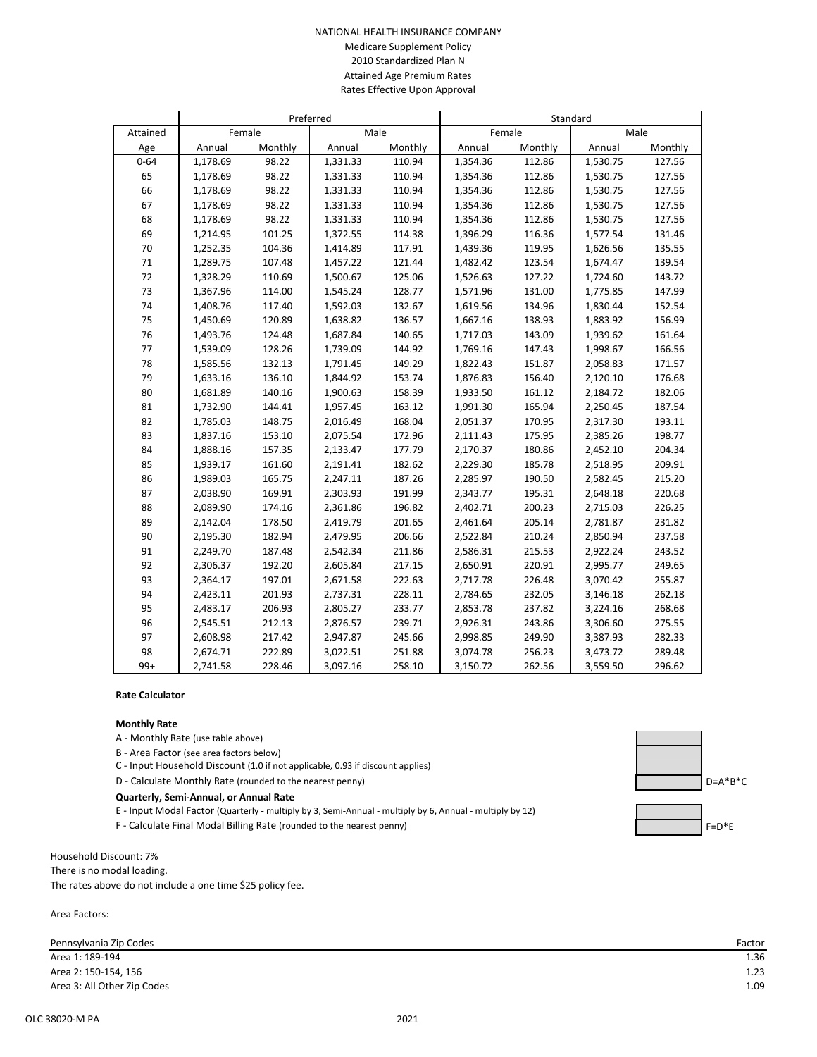NATIONAL HEALTH INSURANCE COMPANY
Medicare Supplement Policy
2010 Standardized Plan N
Attained Age Premium Rates
Rates Effective Upon Approval

| | Preferred | | | | Standard | | | |
|---|---|---|---|---|---|---|---|---|
| Attained | Female | | Male | | Female | | Male | |
| Age | Annual | Monthly | Annual | Monthly | Annual | Monthly | Annual | Monthly |
| 0-64 | 1,178.69 | 98.22 | 1,331.33 | 110.94 | 1,354.36 | 112.86 | 1,530.75 | 127.56 |
| 65 | 1,178.69 | 98.22 | 1,331.33 | 110.94 | 1,354.36 | 112.86 | 1,530.75 | 127.56 |
| 66 | 1,178.69 | 98.22 | 1,331.33 | 110.94 | 1,354.36 | 112.86 | 1,530.75 | 127.56 |
| 67 | 1,178.69 | 98.22 | 1,331.33 | 110.94 | 1,354.36 | 112.86 | 1,530.75 | 127.56 |
| 68 | 1,178.69 | 98.22 | 1,331.33 | 110.94 | 1,354.36 | 112.86 | 1,530.75 | 127.56 |
| 69 | 1,214.95 | 101.25 | 1,372.55 | 114.38 | 1,396.29 | 116.36 | 1,577.54 | 131.46 |
| 70 | 1,252.35 | 104.36 | 1,414.89 | 117.91 | 1,439.36 | 119.95 | 1,626.56 | 135.55 |
| 71 | 1,289.75 | 107.48 | 1,457.22 | 121.44 | 1,482.42 | 123.54 | 1,674.47 | 139.54 |
| 72 | 1,328.29 | 110.69 | 1,500.67 | 125.06 | 1,526.63 | 127.22 | 1,724.60 | 143.72 |
| 73 | 1,367.96 | 114.00 | 1,545.24 | 128.77 | 1,571.96 | 131.00 | 1,775.85 | 147.99 |
| 74 | 1,408.76 | 117.40 | 1,592.03 | 132.67 | 1,619.56 | 134.96 | 1,830.44 | 152.54 |
| 75 | 1,450.69 | 120.89 | 1,638.82 | 136.57 | 1,667.16 | 138.93 | 1,883.92 | 156.99 |
| 76 | 1,493.76 | 124.48 | 1,687.84 | 140.65 | 1,717.03 | 143.09 | 1,939.62 | 161.64 |
| 77 | 1,539.09 | 128.26 | 1,739.09 | 144.92 | 1,769.16 | 147.43 | 1,998.67 | 166.56 |
| 78 | 1,585.56 | 132.13 | 1,791.45 | 149.29 | 1,822.43 | 151.87 | 2,058.83 | 171.57 |
| 79 | 1,633.16 | 136.10 | 1,844.92 | 153.74 | 1,876.83 | 156.40 | 2,120.10 | 176.68 |
| 80 | 1,681.89 | 140.16 | 1,900.63 | 158.39 | 1,933.50 | 161.12 | 2,184.72 | 182.06 |
| 81 | 1,732.90 | 144.41 | 1,957.45 | 163.12 | 1,991.30 | 165.94 | 2,250.45 | 187.54 |
| 82 | 1,785.03 | 148.75 | 2,016.49 | 168.04 | 2,051.37 | 170.95 | 2,317.30 | 193.11 |
| 83 | 1,837.16 | 153.10 | 2,075.54 | 172.96 | 2,111.43 | 175.95 | 2,385.26 | 198.77 |
| 84 | 1,888.16 | 157.35 | 2,133.47 | 177.79 | 2,170.37 | 180.86 | 2,452.10 | 204.34 |
| 85 | 1,939.17 | 161.60 | 2,191.41 | 182.62 | 2,229.30 | 185.78 | 2,518.95 | 209.91 |
| 86 | 1,989.03 | 165.75 | 2,247.11 | 187.26 | 2,285.97 | 190.50 | 2,582.45 | 215.20 |
| 87 | 2,038.90 | 169.91 | 2,303.93 | 191.99 | 2,343.77 | 195.31 | 2,648.18 | 220.68 |
| 88 | 2,089.90 | 174.16 | 2,361.86 | 196.82 | 2,402.71 | 200.23 | 2,715.03 | 226.25 |
| 89 | 2,142.04 | 178.50 | 2,419.79 | 201.65 | 2,461.64 | 205.14 | 2,781.87 | 231.82 |
| 90 | 2,195.30 | 182.94 | 2,479.95 | 206.66 | 2,522.84 | 210.24 | 2,850.94 | 237.58 |
| 91 | 2,249.70 | 187.48 | 2,542.34 | 211.86 | 2,586.31 | 215.53 | 2,922.24 | 243.52 |
| 92 | 2,306.37 | 192.20 | 2,605.84 | 217.15 | 2,650.91 | 220.91 | 2,995.77 | 249.65 |
| 93 | 2,364.17 | 197.01 | 2,671.58 | 222.63 | 2,717.78 | 226.48 | 3,070.42 | 255.87 |
| 94 | 2,423.11 | 201.93 | 2,737.31 | 228.11 | 2,784.65 | 232.05 | 3,146.18 | 262.18 |
| 95 | 2,483.17 | 206.93 | 2,805.27 | 233.77 | 2,853.78 | 237.82 | 3,224.16 | 268.68 |
| 96 | 2,545.51 | 212.13 | 2,876.57 | 239.71 | 2,926.31 | 243.86 | 3,306.60 | 275.55 |
| 97 | 2,608.98 | 217.42 | 2,947.87 | 245.66 | 2,998.85 | 249.90 | 3,387.93 | 282.33 |
| 98 | 2,674.71 | 222.89 | 3,022.51 | 251.88 | 3,074.78 | 256.23 | 3,473.72 | 289.48 |
| 99+ | 2,741.58 | 228.46 | 3,097.16 | 258.10 | 3,150.72 | 262.56 | 3,559.50 | 296.62 |

**Rate Calculator**

**Monthly Rate**

A - Monthly Rate (use table above)
B - Area Factor (see area factors below)
C - Input Household Discount (1.0 if not applicable, 0.93 if discount applies)
D - Calculate Monthly Rate (rounded to the nearest penny) D=A\*B\*C

**Quarterly, Semi-Annual, or Annual Rate**

E - Input Modal Factor (Quarterly - multiply by 3, Semi-Annual - multiply by 6, Annual - multiply by 12)
F - Calculate Final Modal Billing Rate (rounded to the nearest penny) F=D\*E

Household Discount: 7%
There is no modal loading.
The rates above do not include a one time $25 policy fee.

Area Factors:

| Pennsylvania Zip Codes | Factor |
|---|---|
| Area 1: 189-194 | 1.36 |
| Area 2: 150-154, 156 | 1.23 |
| Area 3: All Other Zip Codes | 1.09 |

OLC 38020-M PA 2021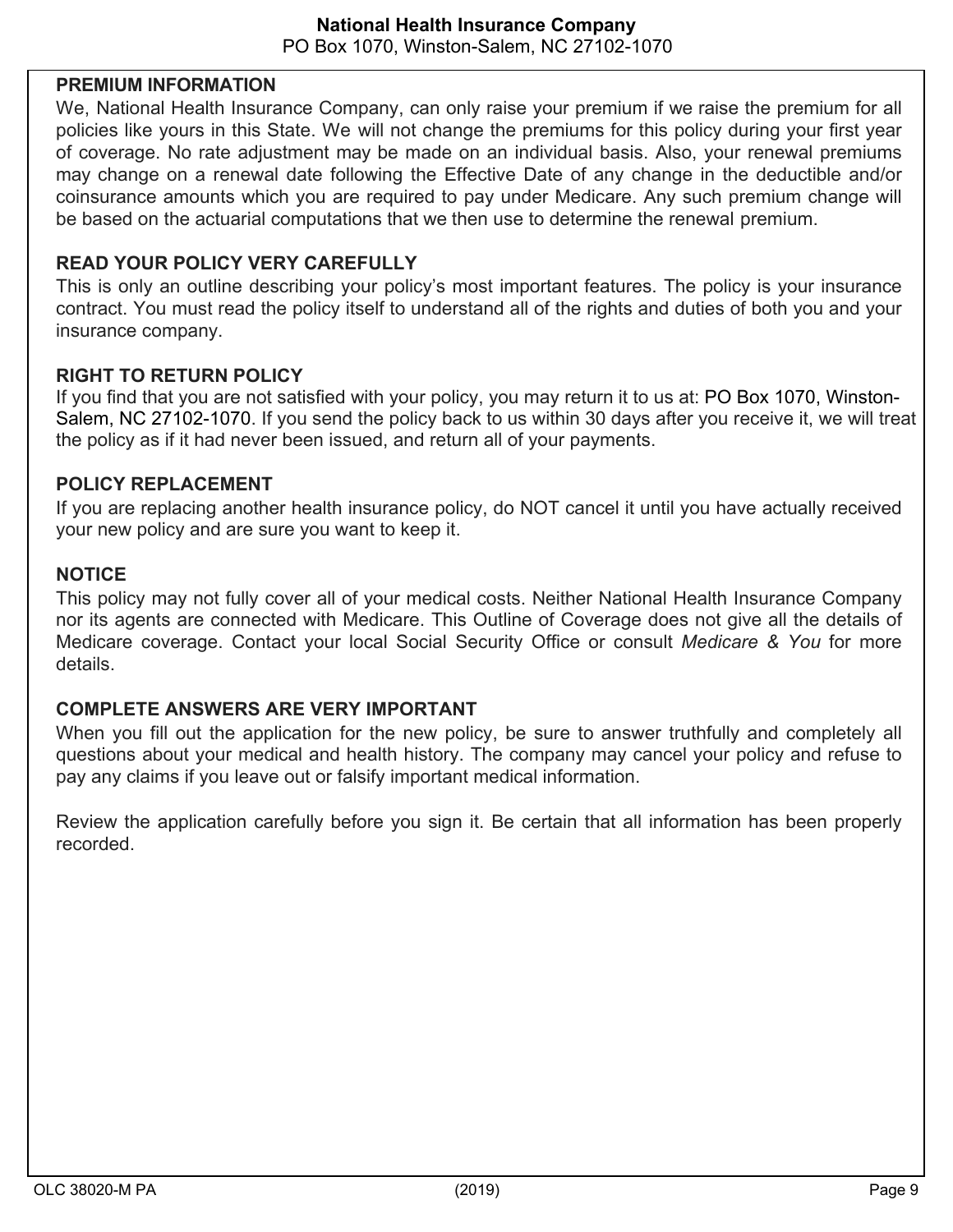**National Health Insurance Company**
PO Box 1070, Winston-Salem, NC 27102-1070

## PREMIUM INFORMATION

We, National Health Insurance Company, can only raise your premium if we raise the premium for all policies like yours in this State. We will not change the premiums for this policy during your first year of coverage. No rate adjustment may be made on an individual basis. Also, your renewal premiums may change on a renewal date following the Effective Date of any change in the deductible and/or coinsurance amounts which you are required to pay under Medicare. Any such premium change will be based on the actuarial computations that we then use to determine the renewal premium.

## READ YOUR POLICY VERY CAREFULLY

This is only an outline describing your policy's most important features. The policy is your insurance contract. You must read the policy itself to understand all of the rights and duties of both you and your insurance company.

## RIGHT TO RETURN POLICY

If you find that you are not satisfied with your policy, you may return it to us at: PO Box 1070, Winston-Salem, NC 27102-1070. If you send the policy back to us within 30 days after you receive it, we will treat the policy as if it had never been issued, and return all of your payments.

## POLICY REPLACEMENT

If you are replacing another health insurance policy, do NOT cancel it until you have actually received your new policy and are sure you want to keep it.

## NOTICE

This policy may not fully cover all of your medical costs. Neither National Health Insurance Company nor its agents are connected with Medicare. This Outline of Coverage does not give all the details of Medicare coverage. Contact your local Social Security Office or consult *Medicare & You* for more details.

## COMPLETE ANSWERS ARE VERY IMPORTANT

When you fill out the application for the new policy, be sure to answer truthfully and completely all questions about your medical and health history. The company may cancel your policy and refuse to pay any claims if you leave out or falsify important medical information.

Review the application carefully before you sign it. Be certain that all information has been properly recorded.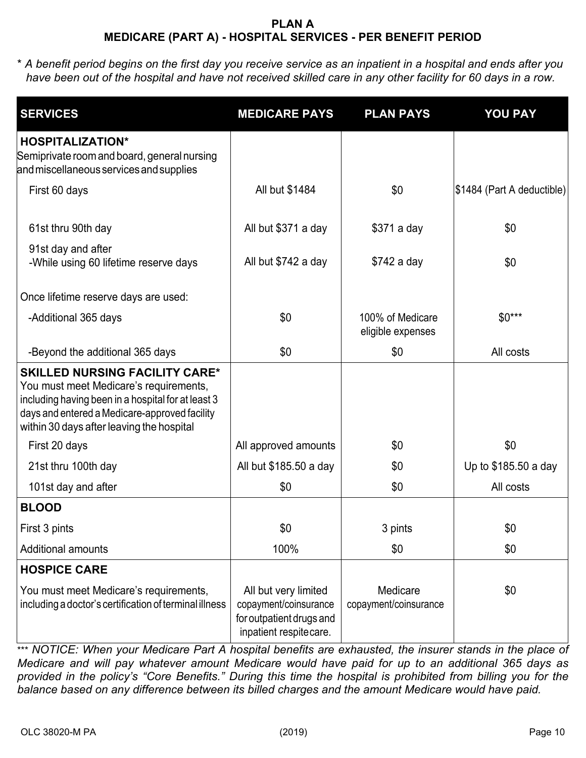# PLAN A
## MEDICARE (PART A) - HOSPITAL SERVICES - PER BENEFIT PERIOD

*\* A benefit period begins on the first day you receive service as an inpatient in a hospital and ends after you have been out of the hospital and have not received skilled care in any other facility for 60 days in a row.*

| SERVICES | MEDICARE PAYS | PLAN PAYS | YOU PAY |
|---|---|---|---|
| **HOSPITALIZATION\***<br>Semiprivate room and board, general nursing and miscellaneous services and supplies | | | |
| First 60 days | All but $1484 | $0 | $1484 (Part A deductible) |
| 61st thru 90th day | All but $371 a day | $371 a day | $0 |
| 91st day and after<br>-While using 60 lifetime reserve days | All but $742 a day | $742 a day | $0 |
| Once lifetime reserve days are used: | | | |
| -Additional 365 days | $0 | 100% of Medicare eligible expenses | $0\*\*\* |
| -Beyond the additional 365 days | $0 | $0 | All costs |
| **SKILLED NURSING FACILITY CARE\***<br>You must meet Medicare's requirements, including having been in a hospital for at least 3 days and entered a Medicare-approved facility within 30 days after leaving the hospital | | | |
| First 20 days | All approved amounts | $0 | $0 |
| 21st thru 100th day | All but $185.50 a day | $0 | Up to $185.50 a day |
| 101st day and after | $0 | $0 | All costs |
| **BLOOD** | | | |
| First 3 pints | $0 | 3 pints | $0 |
| Additional amounts | 100% | $0 | $0 |
| **HOSPICE CARE** | | | |
| You must meet Medicare's requirements, including a doctor's certification of terminal illness | All but very limited copayment/coinsurance for outpatient drugs and inpatient respite care. | Medicare copayment/coinsurance | $0 |

*\*\*\* NOTICE: When your Medicare Part A hospital benefits are exhausted, the insurer stands in the place of Medicare and will pay whatever amount Medicare would have paid for up to an additional 365 days as provided in the policy's "Core Benefits." During this time the hospital is prohibited from billing you for the balance based on any difference between its billed charges and the amount Medicare would have paid.*

OLC 38020-M PA (2019)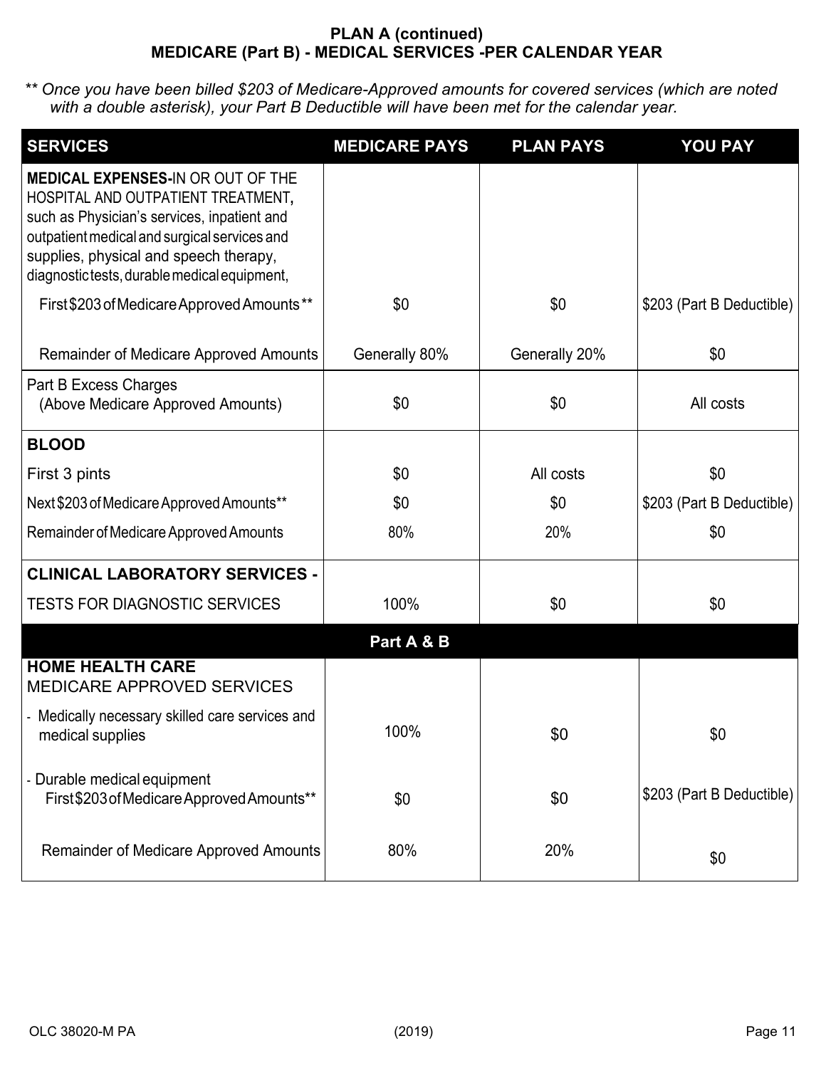## PLAN A (continued)
## MEDICARE (Part B) - MEDICAL SERVICES -PER CALENDAR YEAR

*** Once you have been billed $203 of Medicare-Approved amounts for covered services (which are noted with a double asterisk), your Part B Deductible will have been met for the calendar year.*

| SERVICES | MEDICARE PAYS | PLAN PAYS | YOU PAY |
|---|---|---|---|
| **MEDICAL EXPENSES-**IN OR OUT OF THE HOSPITAL AND OUTPATIENT TREATMENT**,** such as Physician's services, inpatient and outpatient medical and surgical services and supplies, physical and speech therapy, diagnostic tests, durable medical equipment, | | | |
| First $203 of Medicare Approved Amounts** | $0 | $0 | $203 (Part B Deductible) |
| Remainder of Medicare Approved Amounts | Generally 80% | Generally 20% | $0 |
| Part B Excess Charges (Above Medicare Approved Amounts) | $0 | $0 | All costs |
| **BLOOD** | | | |
| First 3 pints | $0 | All costs | $0 |
| Next $203 of Medicare Approved Amounts** | $0 | $0 | $203 (Part B Deductible) |
| Remainder of Medicare Approved Amounts | 80% | 20% | $0 |
| **CLINICAL LABORATORY SERVICES -** | | | |
| TESTS FOR DIAGNOSTIC SERVICES | 100% | $0 | $0 |
| | **Part A & B** | | |
| **HOME HEALTH CARE** MEDICARE APPROVED SERVICES | | | |
| - Medically necessary skilled care services and medical supplies | 100% | $0 | $0 |
| - Durable medical equipment First $203 of Medicare Approved Amounts** | $0 | $0 | $203 (Part B Deductible) |
| Remainder of Medicare Approved Amounts | 80% | 20% | $0 |

OLC 38020-M PA (2019)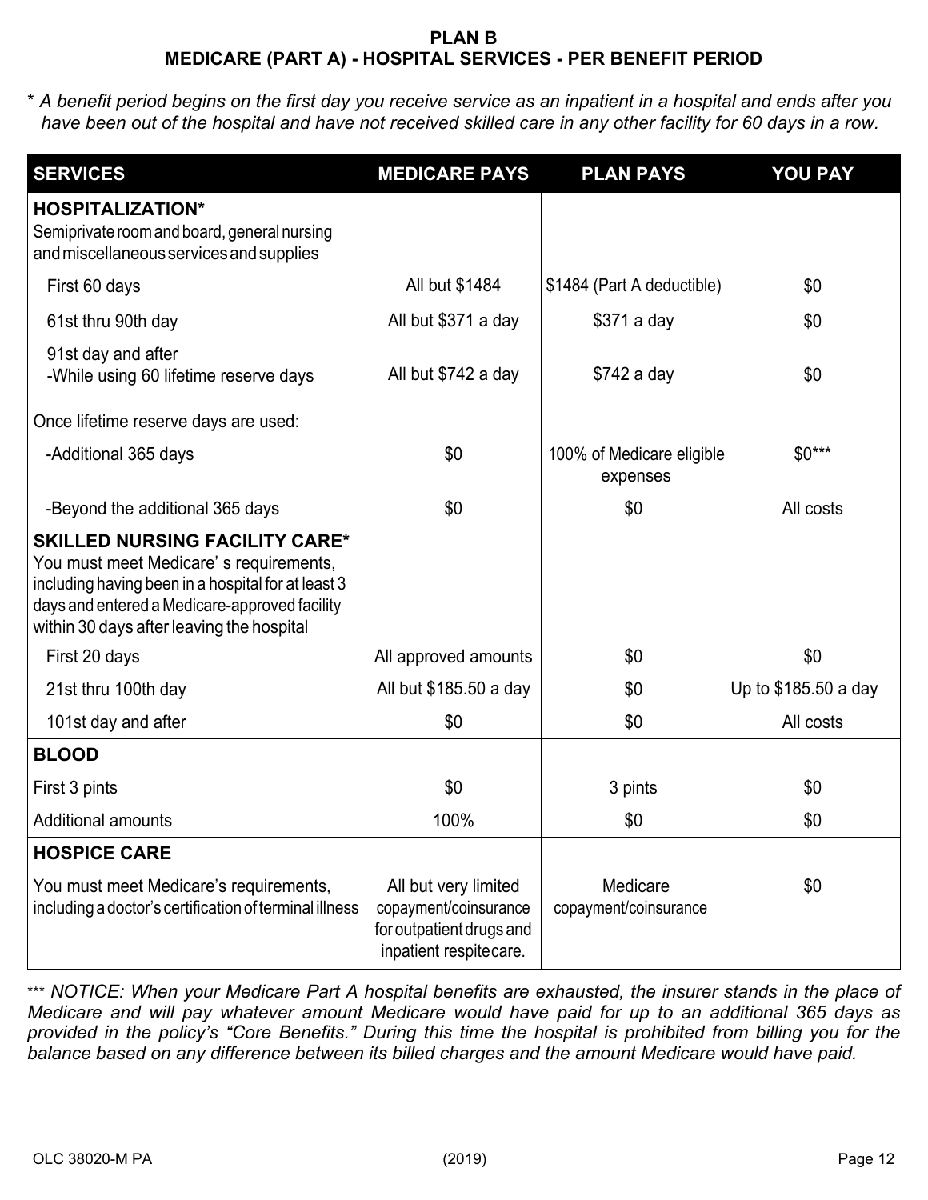# PLAN B
## MEDICARE (PART A) - HOSPITAL SERVICES - PER BENEFIT PERIOD

*\* A benefit period begins on the first day you receive service as an inpatient in a hospital and ends after you have been out of the hospital and have not received skilled care in any other facility for 60 days in a row.*

| SERVICES | MEDICARE PAYS | PLAN PAYS | YOU PAY |
|---|---|---|---|
| **HOSPITALIZATION*** Semiprivate room and board, general nursing and miscellaneous services and supplies | | | |
| First 60 days | All but $1484 | $1484 (Part A deductible) | $0 |
| 61st thru 90th day | All but $371 a day | $371 a day | $0 |
| 91st day and after -While using 60 lifetime reserve days | All but $742 a day | $742 a day | $0 |
| Once lifetime reserve days are used: | | | |
| -Additional 365 days | $0 | 100% of Medicare eligible expenses | $0*** |
| -Beyond the additional 365 days | $0 | $0 | All costs |
| **SKILLED NURSING FACILITY CARE*** You must meet Medicare' s requirements, including having been in a hospital for at least 3 days and entered a Medicare-approved facility within 30 days after leaving the hospital | | | |
| First 20 days | All approved amounts | $0 | $0 |
| 21st thru 100th day | All but $185.50 a day | $0 | Up to $185.50 a day |
| 101st day and after | $0 | $0 | All costs |
| **BLOOD** | | | |
| First 3 pints | $0 | 3 pints | $0 |
| Additional amounts | 100% | $0 | $0 |
| **HOSPICE CARE** | | | |
| You must meet Medicare's requirements, including a doctor's certification of terminal illness | All but very limited copayment/coinsurance for outpatient drugs and inpatient respite care. | Medicare copayment/coinsurance | $0 |

*\*\*\* NOTICE: When your Medicare Part A hospital benefits are exhausted, the insurer stands in the place of Medicare and will pay whatever amount Medicare would have paid for up to an additional 365 days as provided in the policy's "Core Benefits." During this time the hospital is prohibited from billing you for the balance based on any difference between its billed charges and the amount Medicare would have paid.*

OLC 38020-M PA (2019)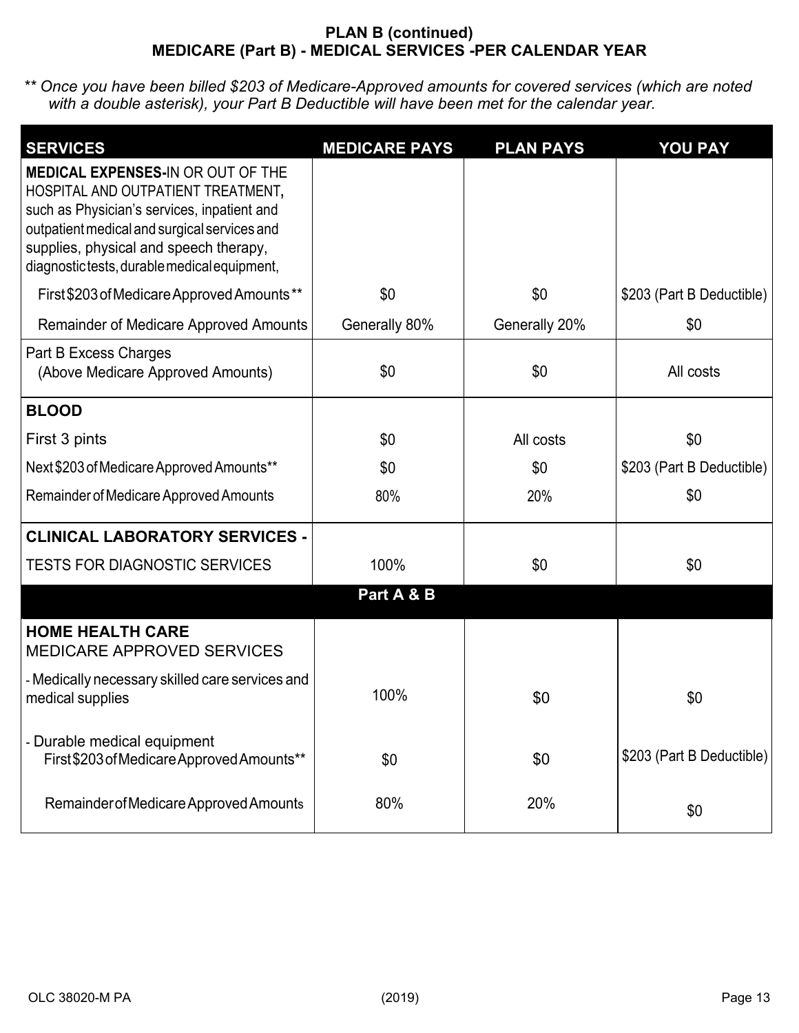## PLAN B (continued)
## MEDICARE (Part B) - MEDICAL SERVICES -PER CALENDAR YEAR

*** Once you have been billed $203 of Medicare-Approved amounts for covered services (which are noted with a double asterisk), your Part B Deductible will have been met for the calendar year.*

| SERVICES | MEDICARE PAYS | PLAN PAYS | YOU PAY |
|---|---|---|---|
| **MEDICAL EXPENSES-**IN OR OUT OF THE HOSPITAL AND OUTPATIENT TREATMENT, such as Physician's services, inpatient and outpatient medical and surgical services and supplies, physical and speech therapy, diagnostic tests, durable medical equipment, | | | |
| First $203 of Medicare Approved Amounts** | $0 | $0 | $203 (Part B Deductible) |
| Remainder of Medicare Approved Amounts | Generally 80% | Generally 20% | $0 |
| Part B Excess Charges (Above Medicare Approved Amounts) | $0 | $0 | All costs |
| **BLOOD** | | | |
| First 3 pints | $0 | All costs | $0 |
| Next $203 of Medicare Approved Amounts** | $0 | $0 | $203 (Part B Deductible) |
| Remainder of Medicare Approved Amounts | 80% | 20% | $0 |
| **CLINICAL LABORATORY SERVICES -** | | | |
| TESTS FOR DIAGNOSTIC SERVICES | 100% | $0 | $0 |
| **Part A & B** | | | |
| **HOME HEALTH CARE** MEDICARE APPROVED SERVICES | | | |
| - Medically necessary skilled care services and medical supplies | 100% | $0 | $0 |
| - Durable medical equipment First $203 of Medicare Approved Amounts** | $0 | $0 | $203 (Part B Deductible) |
| Remainder of Medicare Approved Amounts | 80% | 20% | $0 |

OLC 38020-M PA (2019)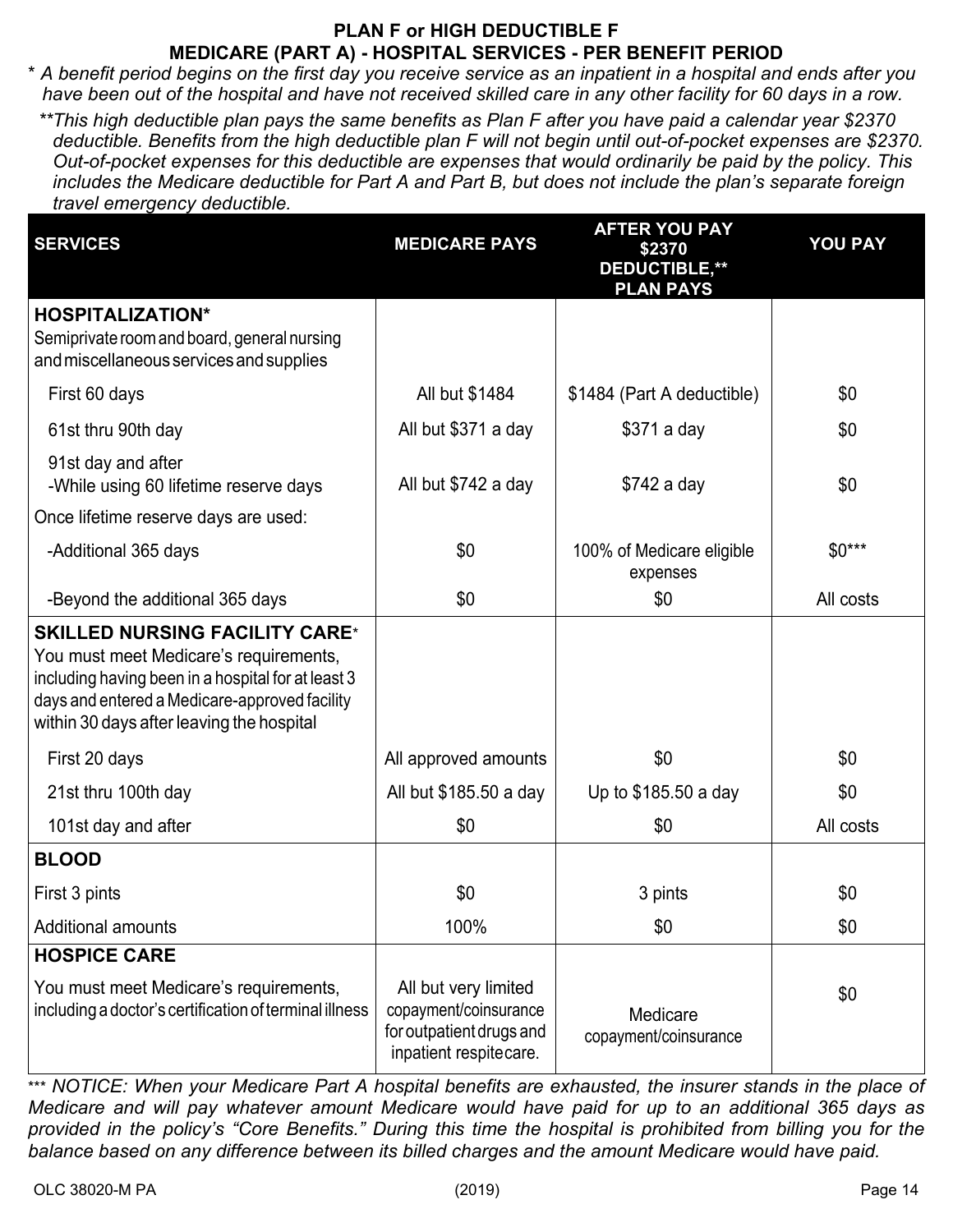## PLAN F or HIGH DEDUCTIBLE F
## MEDICARE (PART A) - HOSPITAL SERVICES - PER BENEFIT PERIOD

*\* A benefit period begins on the first day you receive service as an inpatient in a hospital and ends after you have been out of the hospital and have not received skilled care in any other facility for 60 days in a row.*

*\*\*This high deductible plan pays the same benefits as Plan F after you have paid a calendar year $2370 deductible. Benefits from the high deductible plan F will not begin until out-of-pocket expenses are $2370. Out-of-pocket expenses for this deductible are expenses that would ordinarily be paid by the policy. This includes the Medicare deductible for Part A and Part B, but does not include the plan's separate foreign travel emergency deductible.*

| SERVICES | MEDICARE PAYS | AFTER YOU PAY $2370 DEDUCTIBLE,\*\* PLAN PAYS | YOU PAY |
|---|---|---|---|
| **HOSPITALIZATION\*** Semiprivate room and board, general nursing and miscellaneous services and supplies | | | |
| First 60 days | All but $1484 | $1484 (Part A deductible) | $0 |
| 61st thru 90th day | All but $371 a day | $371 a day | $0 |
| 91st day and after -While using 60 lifetime reserve days | All but $742 a day | $742 a day | $0 |
| Once lifetime reserve days are used: | | | |
| -Additional 365 days | $0 | 100% of Medicare eligible expenses | $0\*\*\* |
| -Beyond the additional 365 days | $0 | $0 | All costs |
| **SKILLED NURSING FACILITY CARE\*** You must meet Medicare's requirements, including having been in a hospital for at least 3 days and entered a Medicare-approved facility within 30 days after leaving the hospital | | | |
| First 20 days | All approved amounts | $0 | $0 |
| 21st thru 100th day | All but $185.50 a day | Up to $185.50 a day | $0 |
| 101st day and after | $0 | $0 | All costs |
| **BLOOD** | | | |
| First 3 pints | $0 | 3 pints | $0 |
| Additional amounts | 100% | $0 | $0 |
| **HOSPICE CARE** | | | |
| You must meet Medicare's requirements, including a doctor's certification of terminal illness | All but very limited copayment/coinsurance for outpatient drugs and inpatient respite care. | Medicare copayment/coinsurance | $0 |

*\*\*\* NOTICE: When your Medicare Part A hospital benefits are exhausted, the insurer stands in the place of Medicare and will pay whatever amount Medicare would have paid for up to an additional 365 days as provided in the policy's "Core Benefits." During this time the hospital is prohibited from billing you for the balance based on any difference between its billed charges and the amount Medicare would have paid.*

OLC 38020-M PA (2019)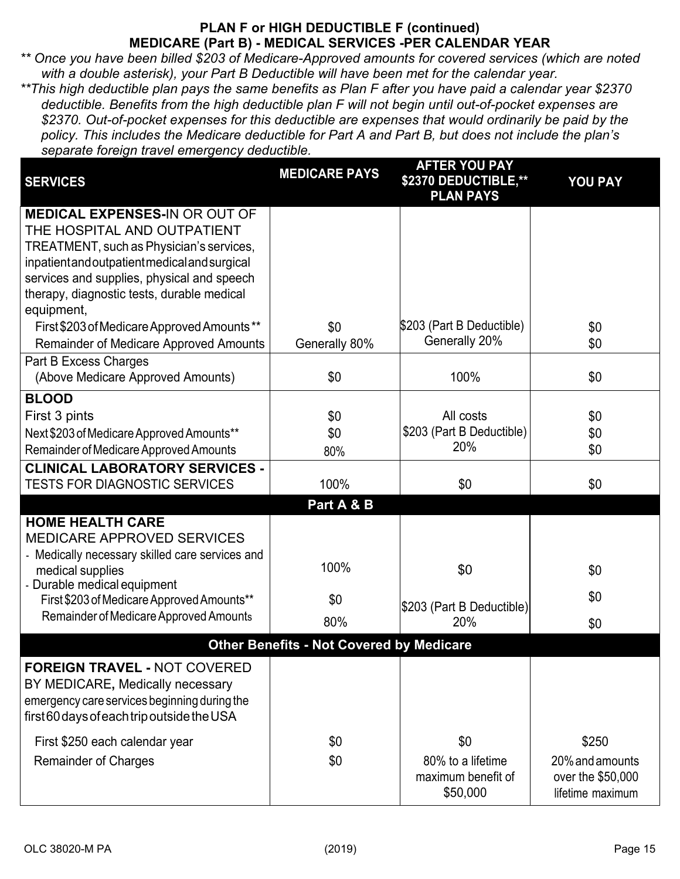## PLAN F or HIGH DEDUCTIBLE F (continued)
## MEDICARE (Part B) - MEDICAL SERVICES -PER CALENDAR YEAR

*\*\* Once you have been billed $203 of Medicare-Approved amounts for covered services (which are noted with a double asterisk), your Part B Deductible will have been met for the calendar year.*

*\*\*This high deductible plan pays the same benefits as Plan F after you have paid a calendar year $2370 deductible. Benefits from the high deductible plan F will not begin until out-of-pocket expenses are $2370. Out-of-pocket expenses for this deductible are expenses that would ordinarily be paid by the policy. This includes the Medicare deductible for Part A and Part B, but does not include the plan's separate foreign travel emergency deductible.*

| SERVICES | MEDICARE PAYS | AFTER YOU PAY $2370 DEDUCTIBLE,** PLAN PAYS | YOU PAY |
|---|---|---|---|
| **MEDICAL EXPENSES-**IN OR OUT OF THE HOSPITAL AND OUTPATIENT TREATMENT, such as Physician's services, inpatient and outpatient medical and surgical services and supplies, physical and speech therapy, diagnostic tests, durable medical equipment, | | | |
| First $203 of Medicare Approved Amounts** | $0 | $203 (Part B Deductible) | $0 |
| Remainder of Medicare Approved Amounts | Generally 80% | Generally 20% | $0 |
| Part B Excess Charges (Above Medicare Approved Amounts) | $0 | 100% | $0 |
| **BLOOD** | | | |
| First 3 pints | $0 | All costs | $0 |
| Next $203 of Medicare Approved Amounts** | $0 | $203 (Part B Deductible) | $0 |
| Remainder of Medicare Approved Amounts | 80% | 20% | $0 |
| **CLINICAL LABORATORY SERVICES -** TESTS FOR DIAGNOSTIC SERVICES | 100% | $0 | $0 |
| | **Part A & B** | | |
| **HOME HEALTH CARE** MEDICARE APPROVED SERVICES | | | |
| - Medically necessary skilled care services and medical supplies | 100% | $0 | $0 |
| - Durable medical equipment | | | |
| First $203 of Medicare Approved Amounts** | $0 | $203 (Part B Deductible) | $0 |
| Remainder of Medicare Approved Amounts | 80% | 20% | $0 |
| | **Other Benefits - Not Covered by Medicare** | | |
| **FOREIGN TRAVEL -** NOT COVERED BY MEDICARE**,** Medically necessary emergency care services beginning during the first 60 days of each trip outside the USA | | | |
| First $250 each calendar year | $0 | $0 | $250 |
| Remainder of Charges | $0 | 80% to a lifetime maximum benefit of $50,000 | 20% and amounts over the $50,000 lifetime maximum |

OLC 38020-M PA (2019)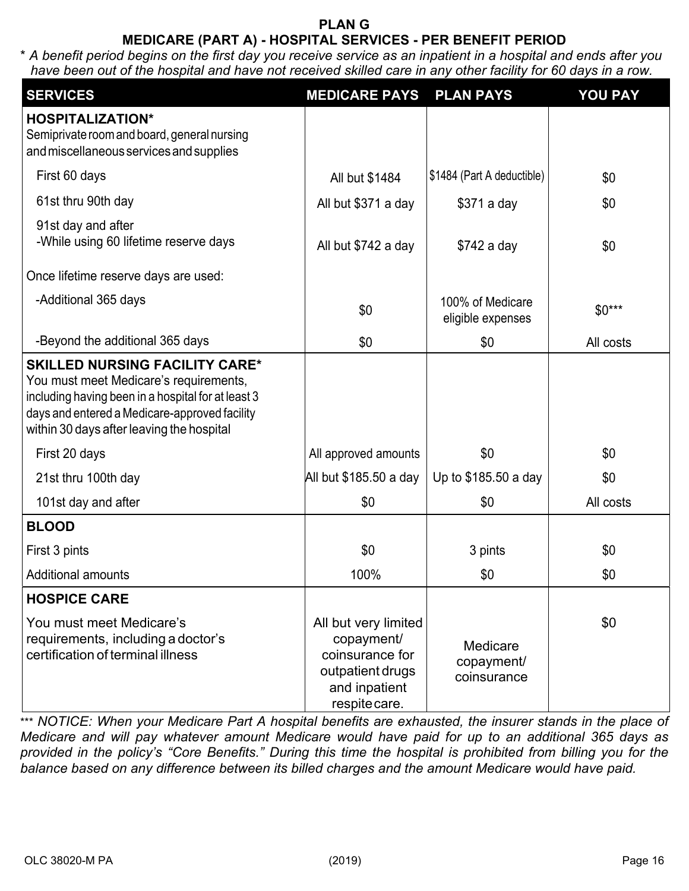## PLAN G

### MEDICARE (PART A) - HOSPITAL SERVICES - PER BENEFIT PERIOD

* *A benefit period begins on the first day you receive service as an inpatient in a hospital and ends after you have been out of the hospital and have not received skilled care in any other facility for 60 days in a row.*

| SERVICES | MEDICARE PAYS | PLAN PAYS | YOU PAY |
|---|---|---|---|
| **HOSPITALIZATION*** Semiprivate room and board, general nursing and miscellaneous services and supplies | | | |
| First 60 days | All but $1484 | $1484 (Part A deductible) | $0 |
| 61st thru 90th day | All but $371 a day | $371 a day | $0 |
| 91st day and after -While using 60 lifetime reserve days | All but $742 a day | $742 a day | $0 |
| Once lifetime reserve days are used: | | | |
| -Additional 365 days | $0 | 100% of Medicare eligible expenses | $0*** |
| -Beyond the additional 365 days | $0 | $0 | All costs |
| **SKILLED NURSING FACILITY CARE*** You must meet Medicare's requirements, including having been in a hospital for at least 3 days and entered a Medicare-approved facility within 30 days after leaving the hospital | | | |
| First 20 days | All approved amounts | $0 | $0 |
| 21st thru 100th day | All but $185.50 a day | Up to $185.50 a day | $0 |
| 101st day and after | $0 | $0 | All costs |
| **BLOOD** | | | |
| First 3 pints | $0 | 3 pints | $0 |
| Additional amounts | 100% | $0 | $0 |
| **HOSPICE CARE** | | | |
| You must meet Medicare's requirements, including a doctor's certification of terminal illness | All but very limited copayment/ coinsurance for outpatient drugs and inpatient respite care. | Medicare copayment/ coinsurance | $0 |

*** *NOTICE: When your Medicare Part A hospital benefits are exhausted, the insurer stands in the place of Medicare and will pay whatever amount Medicare would have paid for up to an additional 365 days as provided in the policy's "Core Benefits." During this time the hospital is prohibited from billing you for the balance based on any difference between its billed charges and the amount Medicare would have paid.*

OLC 38020-M PA (2019)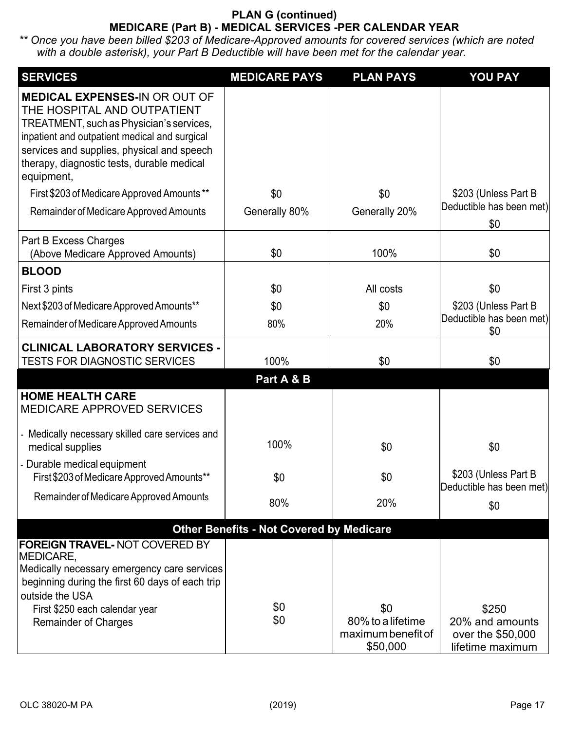## PLAN G (continued)

## MEDICARE (Part B) - MEDICAL SERVICES -PER CALENDAR YEAR

*** Once you have been billed $203 of Medicare-Approved amounts for covered services (which are noted with a double asterisk), your Part B Deductible will have been met for the calendar year.*

| SERVICES | MEDICARE PAYS | PLAN PAYS | YOU PAY |
|---|---|---|---|
| **MEDICAL EXPENSES-**IN OR OUT OF THE HOSPITAL AND OUTPATIENT TREATMENT, such as Physician's services, inpatient and outpatient medical and surgical services and supplies, physical and speech therapy, diagnostic tests, durable medical equipment, | | | |
| First $203 of Medicare Approved Amounts ** | $0 | $0 | $203 (Unless Part B Deductible has been met) |
| Remainder of Medicare Approved Amounts | Generally 80% | Generally 20% | $0 |
| Part B Excess Charges (Above Medicare Approved Amounts) | $0 | 100% | $0 |
| **BLOOD** | | | |
| First 3 pints | $0 | All costs | $0 |
| Next $203 of Medicare Approved Amounts** | $0 | $0 | $203 (Unless Part B Deductible has been met) |
| Remainder of Medicare Approved Amounts | 80% | 20% | $0 |
| **CLINICAL LABORATORY SERVICES -** TESTS FOR DIAGNOSTIC SERVICES | 100% | $0 | $0 |
| **Part A & B** | | | |
| **HOME HEALTH CARE** MEDICARE APPROVED SERVICES | | | |
| - Medically necessary skilled care services and medical supplies | 100% | $0 | $0 |
| - Durable medical equipment First $203 of Medicare Approved Amounts** | $0 | $0 | $203 (Unless Part B Deductible has been met) |
| Remainder of Medicare Approved Amounts | 80% | 20% | $0 |
| **Other Benefits - Not Covered by Medicare** | | | |
| **FOREIGN TRAVEL-** NOT COVERED BY MEDICARE, Medically necessary emergency care services beginning during the first 60 days of each trip outside the USA | | | |
| First $250 each calendar year | $0 | $0 | $250 |
| Remainder of Charges | $0 | 80% to a lifetime maximum benefit of $50,000 | 20% and amounts over the $50,000 lifetime maximum |

OLC 38020-M PA (2019)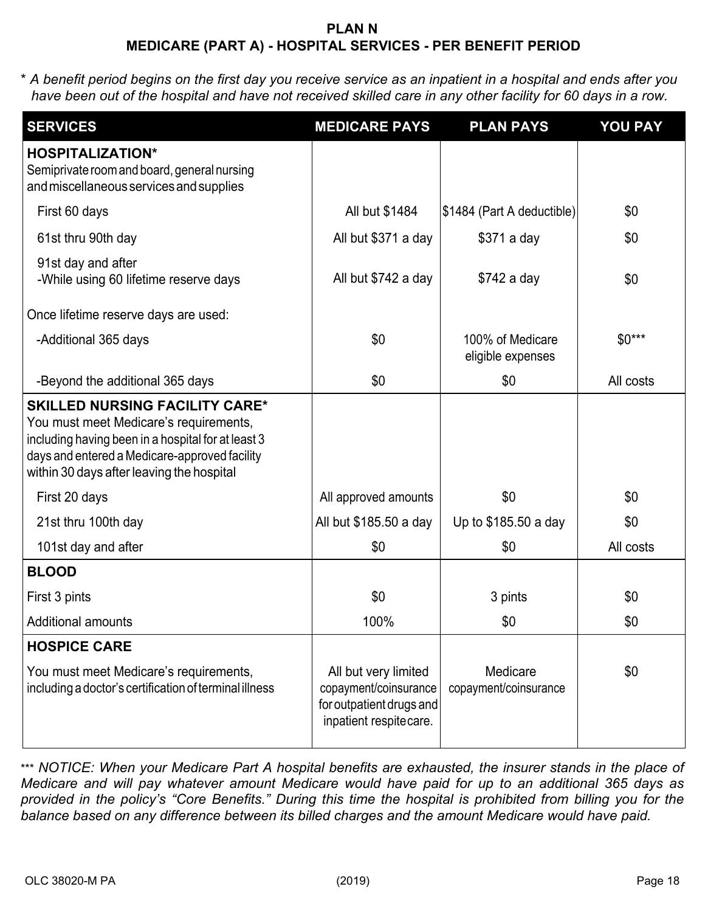**PLAN N**
**MEDICARE (PART A) - HOSPITAL SERVICES - PER BENEFIT PERIOD**

*\* A benefit period begins on the first day you receive service as an inpatient in a hospital and ends after you have been out of the hospital and have not received skilled care in any other facility for 60 days in a row.*

| SERVICES | MEDICARE PAYS | PLAN PAYS | YOU PAY |
|---|---|---|---|
| **HOSPITALIZATION*** <br>Semiprivate room and board, general nursing and miscellaneous services and supplies | | | |
| First 60 days | All but $1484 | $1484 (Part A deductible) | $0 |
| 61st thru 90th day | All but $371 a day | $371 a day | $0 |
| 91st day and after<br>-While using 60 lifetime reserve days | All but $742 a day | $742 a day | $0 |
| Once lifetime reserve days are used: | | | |
| -Additional 365 days | $0 | 100% of Medicare eligible expenses | $0*** |
| -Beyond the additional 365 days | $0 | $0 | All costs |
| **SKILLED NURSING FACILITY CARE*** <br>You must meet Medicare's requirements, including having been in a hospital for at least 3 days and entered a Medicare-approved facility within 30 days after leaving the hospital | | | |
| First 20 days | All approved amounts | $0 | $0 |
| 21st thru 100th day | All but $185.50 a day | Up to $185.50 a day | $0 |
| 101st day and after | $0 | $0 | All costs |
| **BLOOD** | | | |
| First 3 pints | $0 | 3 pints | $0 |
| Additional amounts | 100% | $0 | $0 |
| **HOSPICE CARE** | | | |
| You must meet Medicare's requirements, including a doctor's certification of terminal illness | All but very limited copayment/coinsurance for outpatient drugs and inpatient respite care. | Medicare copayment/coinsurance | $0 |

*\*\*\* NOTICE: When your Medicare Part A hospital benefits are exhausted, the insurer stands in the place of Medicare and will pay whatever amount Medicare would have paid for up to an additional 365 days as provided in the policy's "Core Benefits." During this time the hospital is prohibited from billing you for the balance based on any difference between its billed charges and the amount Medicare would have paid.*

OLC 38020-M PA (2019)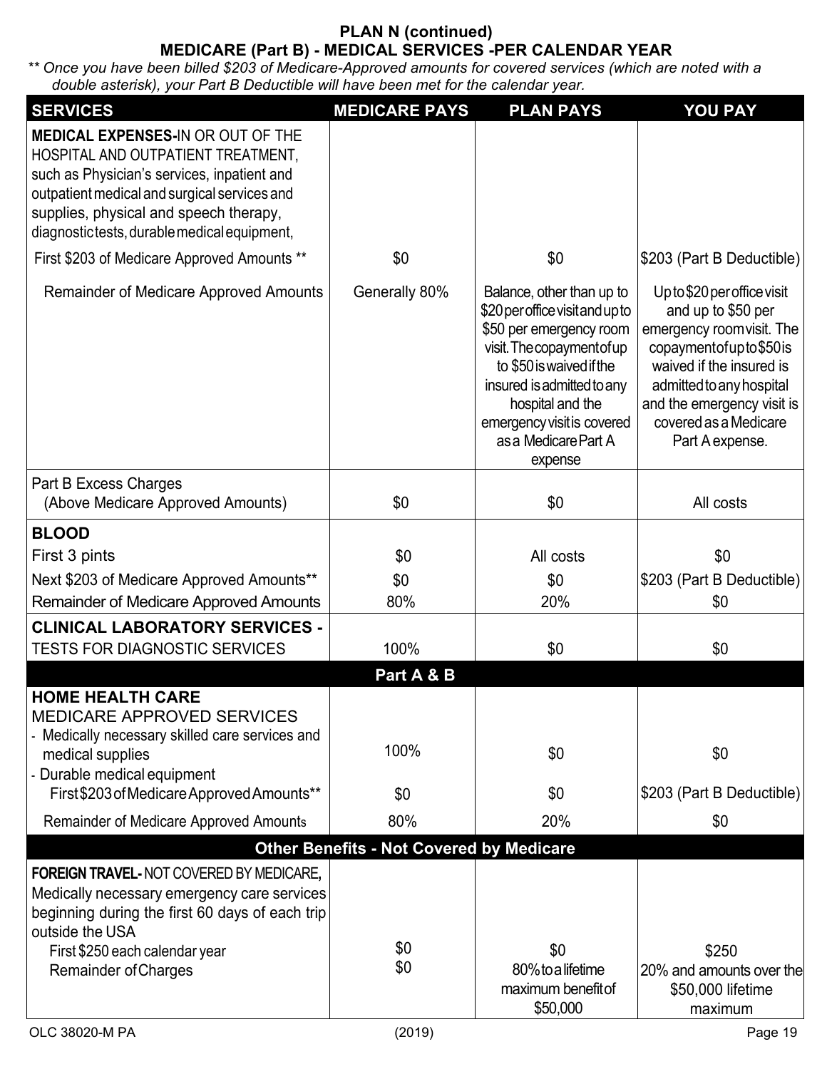## PLAN N (continued)
## MEDICARE (Part B) - MEDICAL SERVICES -PER CALENDAR YEAR

*\*\* Once you have been billed $203 of Medicare-Approved amounts for covered services (which are noted with a double asterisk), your Part B Deductible will have been met for the calendar year.*

| SERVICES | MEDICARE PAYS | PLAN PAYS | YOU PAY |
|---|---|---|---|
| **MEDICAL EXPENSES-**IN OR OUT OF THE HOSPITAL AND OUTPATIENT TREATMENT, such as Physician's services, inpatient and outpatient medical and surgical services and supplies, physical and speech therapy, diagnostic tests, durable medical equipment, | | | |
| First $203 of Medicare Approved Amounts ** | $0 | $0 | $203 (Part B Deductible) |
| Remainder of Medicare Approved Amounts | Generally 80% | Balance, other than up to $20 per office visit and up to $50 per emergency room visit. The copayment of up to $50 is waived if the insured is admitted to any hospital and the emergency visit is covered as a Medicare Part A expense | Up to $20 per office visit and up to $50 per emergency room visit. The copayment of up to $50 is waived if the insured is admitted to any hospital and the emergency visit is covered as a Medicare Part A expense. |
| Part B Excess Charges (Above Medicare Approved Amounts) | $0 | $0 | All costs |
| **BLOOD** | | | |
| First 3 pints | $0 | All costs | $0 |
| Next $203 of Medicare Approved Amounts** | $0 | $0 | $203 (Part B Deductible) |
| Remainder of Medicare Approved Amounts | 80% | 20% | $0 |
| **CLINICAL LABORATORY SERVICES -** TESTS FOR DIAGNOSTIC SERVICES | 100% | $0 | $0 |
| | **Part A & B** | | |
| **HOME HEALTH CARE** MEDICARE APPROVED SERVICES | | | |
| - Medically necessary skilled care services and medical supplies | 100% | $0 | $0 |
| - Durable medical equipment First $203 of Medicare Approved Amounts** | $0 | $0 | $203 (Part B Deductible) |
| Remainder of Medicare Approved Amounts | 80% | 20% | $0 |
| | **Other Benefits - Not Covered by Medicare** | | |
| **FOREIGN TRAVEL-** NOT COVERED BY MEDICARE, Medically necessary emergency care services beginning during the first 60 days of each trip outside the USA | | | |
| First $250 each calendar year | $0 | $0 | $250 |
| Remainder of Charges | $0 | 80% to a lifetime maximum benefit of $50,000 | 20% and amounts over the $50,000 lifetime maximum |

OLC 38020-M PA (2019)